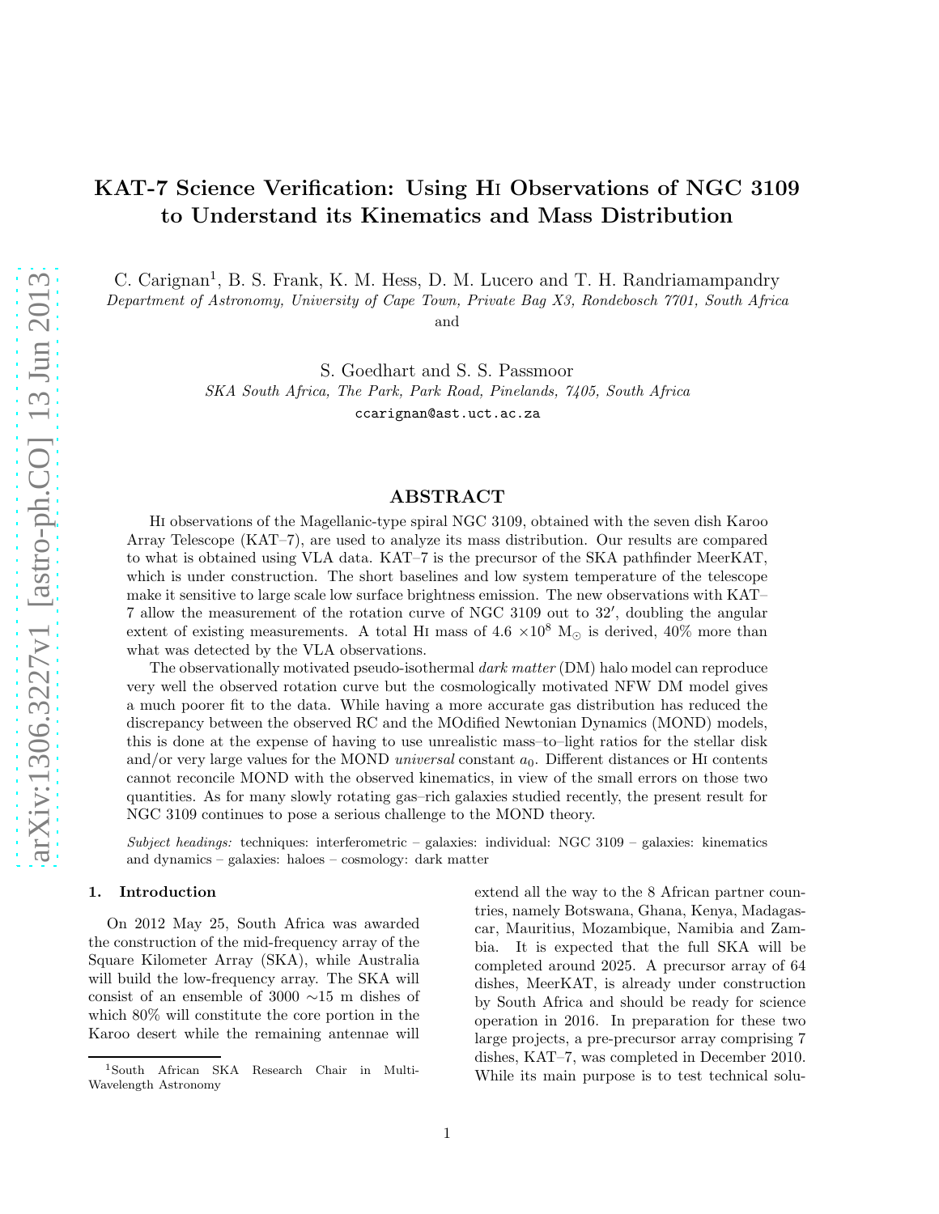# KAT-7 Science Verification: Using HI Observations of NGC 3109 to Understand its Kinematics and Mass Distribution

C. Carignan[1], B. S. Frank, K. M. Hess, D. M. Lucero and T. H. Randriamampandry

*Department of Astronomy, University of Cape Town, Private Bag X3, Rondebosch 7701, South Africa*

and

S. Goedhart and S. S. Passmoor

*SKA South Africa, The Park, Park Road, Pinelands, 7405, South Africa*

ccarignan@ast.uct.ac.za

## ABSTRACT

HI observations of the Magellanic-type spiral NGC 3109, obtained with the seven dish Karoo Array Telescope (KAT–7), are used to analyze its mass distribution. Our results are compared to what is obtained using VLA data. KAT–7 is the precursor of the SKA pathfinder MeerKAT, which is under construction. The short baselines and low system temperature of the telescope make it sensitive to large scale low surface brightness emission. The new observations with KAT–7 allow the measurement of the rotation curve of NGC 3109 out to 32′, doubling the angular extent of existing measurements. A total HI mass of 4.6 $\times 10^8$ $M_\odot$ is derived, 40% more than what was detected by the VLA observations.

The observationally motivated pseudo-isothermal *dark matter* (DM) halo model can reproduce very well the observed rotation curve but the cosmologically motivated NFW DM model gives a much poorer fit to the data. While having a more accurate gas distribution has reduced the discrepancy between the observed RC and the MOdified Newtonian Dynamics (MOND) models, this is done at the expense of having to use unrealistic mass–to–light ratios for the stellar disk and/or very large values for the MOND *universal* constant $a_0$. Different distances or HI contents cannot reconcile MOND with the observed kinematics, in view of the small errors on those two quantities. As for many slowly rotating gas–rich galaxies studied recently, the present result for NGC 3109 continues to pose a serious challenge to the MOND theory.

*Subject headings:* techniques: interferometric – galaxies: individual: NGC 3109 – galaxies: kinematics and dynamics – galaxies: haloes – cosmology: dark matter

## 1. Introduction

On 2012 May 25, South Africa was awarded the construction of the mid-frequency array of the Square Kilometer Array (SKA), while Australia will build the low-frequency array. The SKA will consist of an ensemble of 3000 ∼15 m dishes of which 80% will constitute the core portion in the Karoo desert while the remaining antennae will extend all the way to the 8 African partner countries, namely Botswana, Ghana, Kenya, Madagascar, Mauritius, Mozambique, Namibia and Zambia. It is expected that the full SKA will be completed around 2025. A precursor array of 64 dishes, MeerKAT, is already under construction by South Africa and should be ready for science operation in 2016. In preparation for these two large projects, a pre-precursor array comprising 7 dishes, KAT–7, was completed in December 2010. While its main purpose is to test technical solu-

[1] South African SKA Research Chair in Multi-Wavelength Astronomy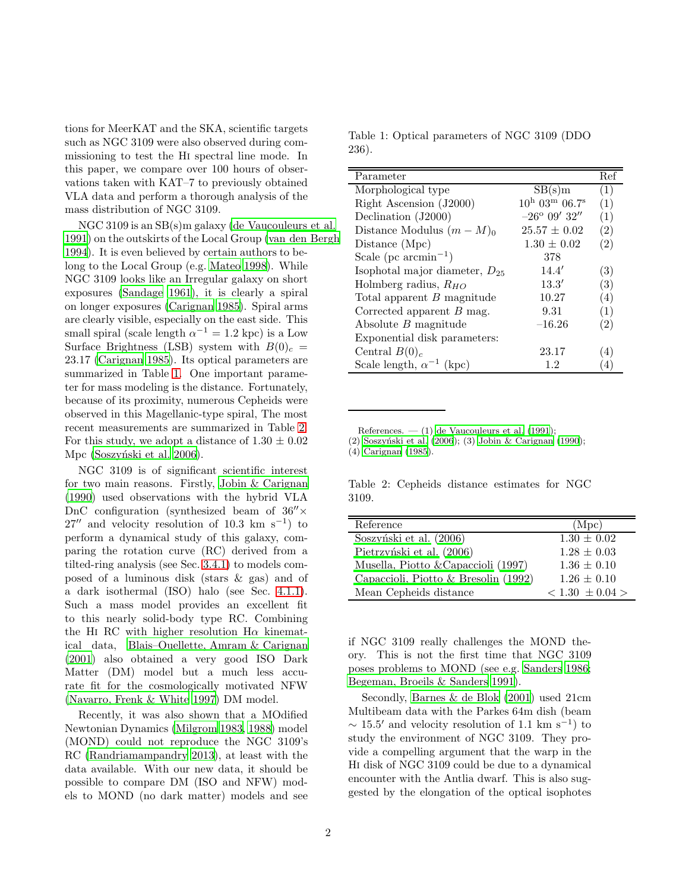tions for MeerKAT and the SKA, scientific targets such as NGC 3109 were also observed during commissioning to test the HI spectral line mode. In this paper, we compare over 100 hours of observations taken with KAT–7 to previously obtained VLA data and perform a thorough analysis of the mass distribution of NGC 3109.

NGC 3109 is an SB(s)m galaxy (de Vaucouleurs et al. 1991) on the outskirts of the Local Group (van den Bergh 1994). It is even believed by certain authors to belong to the Local Group (e.g. Mateo 1998). While NGC 3109 looks like an Irregular galaxy on short exposures (Sandage 1961), it is clearly a spiral on longer exposures (Carignan 1985). Spiral arms are clearly visible, especially on the east side. This small spiral (scale length $\alpha^{-1}$ = 1.2 kpc) is a Low Surface Brightness (LSB) system with $B(0)_c$ = 23.17 (Carignan 1985). Its optical parameters are summarized in Table 1. One important parameter for mass modeling is the distance. Fortunately, because of its proximity, numerous Cepheids were observed in this Magellanic-type spiral, The most recent measurements are summarized in Table 2. For this study, we adopt a distance of 1.30 ± 0.02 Mpc (Soszyński et al. 2006).

NGC 3109 is of significant scientific interest for two main reasons. Firstly, Jobin & Carignan (1990) used observations with the hybrid VLA DnC configuration (synthesized beam of 36″× 27″ and velocity resolution of 10.3 km s$^{-1}$) to perform a dynamical study of this galaxy, comparing the rotation curve (RC) derived from a tilted-ring analysis (see Sec. 3.4.1) to models composed of a luminous disk (stars & gas) and of a dark isothermal (ISO) halo (see Sec. 4.1.1). Such a mass model provides an excellent fit to this nearly solid-body type RC. Combining the HI RC with higher resolution Hα kinematical data, Blais–Ouellette, Amram & Carignan (2001) also obtained a very good ISO Dark Matter (DM) model but a much less accurate fit for the cosmologically motivated NFW (Navarro, Frenk & White 1997) DM model.

Recently, it was also shown that a MOdified Newtonian Dynamics (Milgrom 1983, 1988) model (MOND) could not reproduce the NGC 3109's RC (Randriamampandry 2013), at least with the data available. With our new data, it should be possible to compare DM (ISO and NFW) models to MOND (no dark matter) models and see if NGC 3109 really challenges the MOND theory. This is not the first time that NGC 3109 poses problems to MOND (see e.g. Sanders 1986; Begeman, Broeils & Sanders 1991).

Secondly, Barnes & de Blok (2001) used 21cm Multibeam data with the Parkes 64m dish (beam ∼ 15.5′ and velocity resolution of 1.1 km s$^{-1}$) to study the environment of NGC 3109. They provide a compelling argument that the warp in the HI disk of NGC 3109 could be due to a dynamical encounter with the Antlia dwarf. This is also suggested by the elongation of the optical isophotes

Table 1: Optical parameters of NGC 3109 (DDO 236).

| Parameter | | Ref |
|---|---|---|
| Morphological type | SB(s)m | (1) |
| Right Ascension (J2000) | 10$^{\rm h}$ 03$^{\rm m}$ 06.7$^{\rm s}$ | (1) |
| Declination (J2000) | –26° 09′ 32″ | (1) |
| Distance Modulus $(m-M)_0$ | 25.57 ± 0.02 | (2) |
| Distance (Mpc) | 1.30 ± 0.02 | (2) |
| Scale (pc arcmin$^{-1}$) | 378 | |
| Isophotal major diameter, $D_{25}$ | 14.4′ | (3) |
| Holmberg radius, $R_{HO}$ | 13.3′ | (3) |
| Total apparent $B$ magnitude | 10.27 | (4) |
| Corrected apparent $B$ mag. | 9.31 | (1) |
| Absolute $B$ magnitude | –16.26 | (2) |
| Exponential disk parameters: | | |
| Central $B(0)_c$ | 23.17 | (4) |
| Scale length, $\alpha^{-1}$ (kpc) | 1.2 | (4) |

References. — (1) de Vaucouleurs et al. (1991); (2) Soszyński et al. (2006); (3) Jobin & Carignan (1990); (4) Carignan (1985).

Table 2: Cepheids distance estimates for NGC 3109.

| Reference | (Mpc) |
|---|---|
| Soszyński et al. (2006) | 1.30 ± 0.02 |
| Pietrzyński et al. (2006) | 1.28 ± 0.03 |
| Musella, Piotto &Capaccioli (1997) | 1.36 ± 0.10 |
| Capaccioli, Piotto & Bresolin (1992) | 1.26 ± 0.10 |
| Mean Cepheids distance | < 1.30 ± 0.04 > |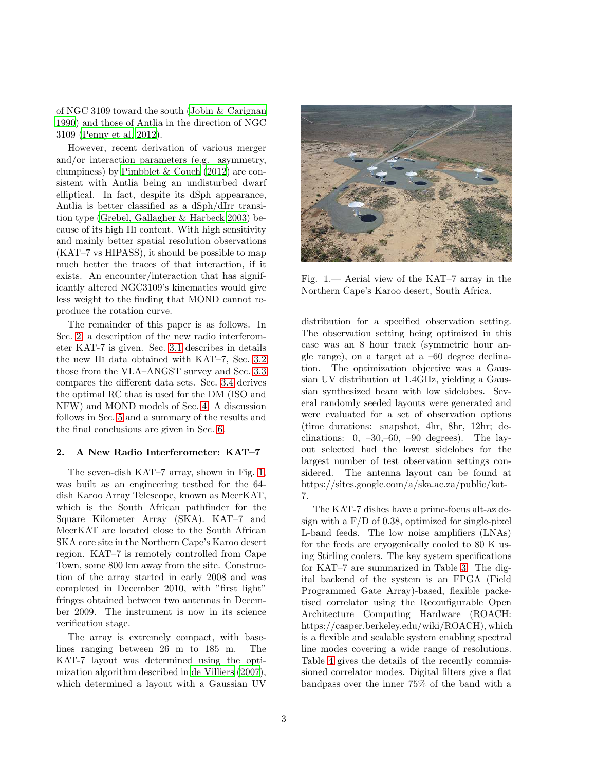of NGC 3109 toward the south (Jobin & Carignan 1990) and those of Antlia in the direction of NGC 3109 (Penny et al. 2012).

However, recent derivation of various merger and/or interaction parameters (e.g. asymmetry, clumpiness) by Pimbblet & Couch (2012) are consistent with Antlia being an undisturbed dwarf elliptical. In fact, despite its dSph appearance, Antlia is better classified as a dSph/dIrr transition type (Grebel, Gallagher & Harbeck 2003) because of its high HI content. With high sensitivity and mainly better spatial resolution observations (KAT–7 vs HIPASS), it should be possible to map much better the traces of that interaction, if it exists. An encounter/interaction that has significantly altered NGC3109's kinematics would give less weight to the finding that MOND cannot reproduce the rotation curve.

The remainder of this paper is as follows. In Sec. 2, a description of the new radio interferometer KAT-7 is given. Sec. 3.1 describes in details the new HI data obtained with KAT–7, Sec. 3.2 those from the VLA–ANGST survey and Sec. 3.3 compares the different data sets. Sec. 3.4 derives the optimal RC that is used for the DM (ISO and NFW) and MOND models of Sec. 4. A discussion follows in Sec. 5 and a summary of the results and the final conclusions are given in Sec. 6.

## 2. A New Radio Interferometer: KAT–7

The seven-dish KAT–7 array, shown in Fig. 1, was built as an engineering testbed for the 64-dish Karoo Array Telescope, known as MeerKAT, which is the South African pathfinder for the Square Kilometer Array (SKA). KAT–7 and MeerKAT are located close to the South African SKA core site in the Northern Cape's Karoo desert region. KAT–7 is remotely controlled from Cape Town, some 800 km away from the site. Construction of the array started in early 2008 and was completed in December 2010, with "first light" fringes obtained between two antennas in December 2009. The instrument is now in its science verification stage.

The array is extremely compact, with baselines ranging between 26 m to 185 m. The KAT-7 layout was determined using the optimization algorithm described in de Villiers (2007), which determined a layout with a Gaussian UV distribution for a specified observation setting. The observation setting being optimized in this case was an 8 hour track (symmetric hour angle range), on a target at a –60 degree declination. The optimization objective was a Gaussian UV distribution at 1.4GHz, yielding a Gaussian synthesized beam with low sidelobes. Several randomly seeded layouts were generated and were evaluated for a set of observation options (time durations: snapshot, 4hr, 8hr, 12hr; declinations: 0, –30,–60, –90 degrees). The layout selected had the lowest sidelobes for the largest number of test observation settings considered. The antenna layout can be found at https://sites.google.com/a/ska.ac.za/public/kat-7.

Fig. 1.— Aerial view of the KAT–7 array in the Northern Cape's Karoo desert, South Africa.

The KAT-7 dishes have a prime-focus alt-az design with a F/D of 0.38, optimized for single-pixel L-band feeds. The low noise amplifiers (LNAs) for the feeds are cryogenically cooled to 80 K using Stirling coolers. The key system specifications for KAT–7 are summarized in Table 3. The digital backend of the system is an FPGA (Field Programmed Gate Array)-based, flexible packetised correlator using the Reconfigurable Open Architecture Computing Hardware (ROACH: https://casper.berkeley.edu/wiki/ROACH), which is a flexible and scalable system enabling spectral line modes covering a wide range of resolutions. Table 4 gives the details of the recently commissioned correlator modes. Digital filters give a flat bandpass over the inner 75% of the band with a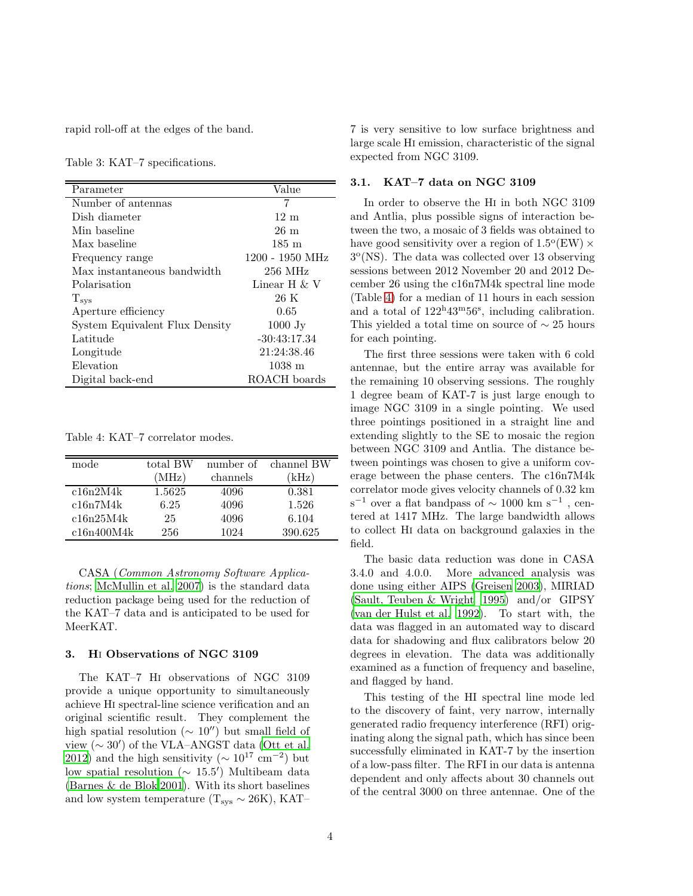rapid roll-off at the edges of the band.

Table 3: KAT–7 specifications.

| Parameter | Value |
|---|---|
| Number of antennas | 7 |
| Dish diameter | 12 m |
| Min baseline | 26 m |
| Max baseline | 185 m |
| Frequency range | 1200 - 1950 MHz |
| Max instantaneous bandwidth | 256 MHz |
| Polarisation | Linear H & V |
| $T_{sys}$ | 26 K |
| Aperture efficiency | 0.65 |
| System Equivalent Flux Density | 1000 Jy |
| Latitude | -30:43:17.34 |
| Longitude | 21:24:38.46 |
| Elevation | 1038 m |
| Digital back-end | ROACH boards |

Table 4: KAT–7 correlator modes.

| mode | total BW (MHz) | number of channels | channel BW (kHz) |
|---|---|---|---|
| c16n2M4k | 1.5625 | 4096 | 0.381 |
| c16n7M4k | 6.25 | 4096 | 1.526 |
| c16n25M4k | 25 | 4096 | 6.104 |
| c16n400M4k | 256 | 1024 | 390.625 |

CASA (*Common Astronomy Software Applications*; McMullin et al. 2007) is the standard data reduction package being used for the reduction of the KAT–7 data and is anticipated to be used for MeerKAT.

## 3. HI Observations of NGC 3109

The KAT–7 HI observations of NGC 3109 provide a unique opportunity to simultaneously achieve HI spectral-line science verification and an original scientific result. They complement the high spatial resolution ($\sim 10''$) but small field of view ($\sim 30'$) of the VLA–ANGST data (Ott et al. 2012) and the high sensitivity ($\sim 10^{17}$ cm$^{-2}$) but low spatial resolution ($\sim 15.5'$) Multibeam data (Barnes & de Blok 2001). With its short baselines and low system temperature ($T_{sys} \sim 26$K), KAT–7 is very sensitive to low surface brightness and large scale HI emission, characteristic of the signal expected from NGC 3109.

### 3.1. KAT–7 data on NGC 3109

In order to observe the HI in both NGC 3109 and Antlia, plus possible signs of interaction between the two, a mosaic of 3 fields was obtained to have good sensitivity over a region of $1.5^{o}$(EW) $\times$ $3^{o}$(NS). The data was collected over 13 observing sessions between 2012 November 20 and 2012 December 26 using the c16n7M4k spectral line mode (Table 4) for a median of 11 hours in each session and a total of $122^{h}43^{m}56^{s}$, including calibration. This yielded a total time on source of $\sim$ 25 hours for each pointing.

The first three sessions were taken with 6 cold antennae, but the entire array was available for the remaining 10 observing sessions. The roughly 1 degree beam of KAT-7 is just large enough to image NGC 3109 in a single pointing. We used three pointings positioned in a straight line and extending slightly to the SE to mosaic the region between NGC 3109 and Antlia. The distance between pointings was chosen to give a uniform coverage between the phase centers. The c16n7M4k correlator mode gives velocity channels of 0.32 km s$^{-1}$ over a flat bandpass of $\sim$ 1000 km s$^{-1}$ , centered at 1417 MHz. The large bandwidth allows to collect HI data on background galaxies in the field.

The basic data reduction was done in CASA 3.4.0 and 4.0.0. More advanced analysis was done using either AIPS (Greisen 2003), MIRIAD (Sault, Teuben & Wright 1995) and/or GIPSY (van der Hulst et al. 1992). To start with, the data was flagged in an automated way to discard data for shadowing and flux calibrators below 20 degrees in elevation. The data was additionally examined as a function of frequency and baseline, and flagged by hand.

This testing of the HI spectral line mode led to the discovery of faint, very narrow, internally generated radio frequency interference (RFI) originating along the signal path, which has since been successfully eliminated in KAT-7 by the insertion of a low-pass filter. The RFI in our data is antenna dependent and only affects about 30 channels out of the central 3000 on three antennae. One of the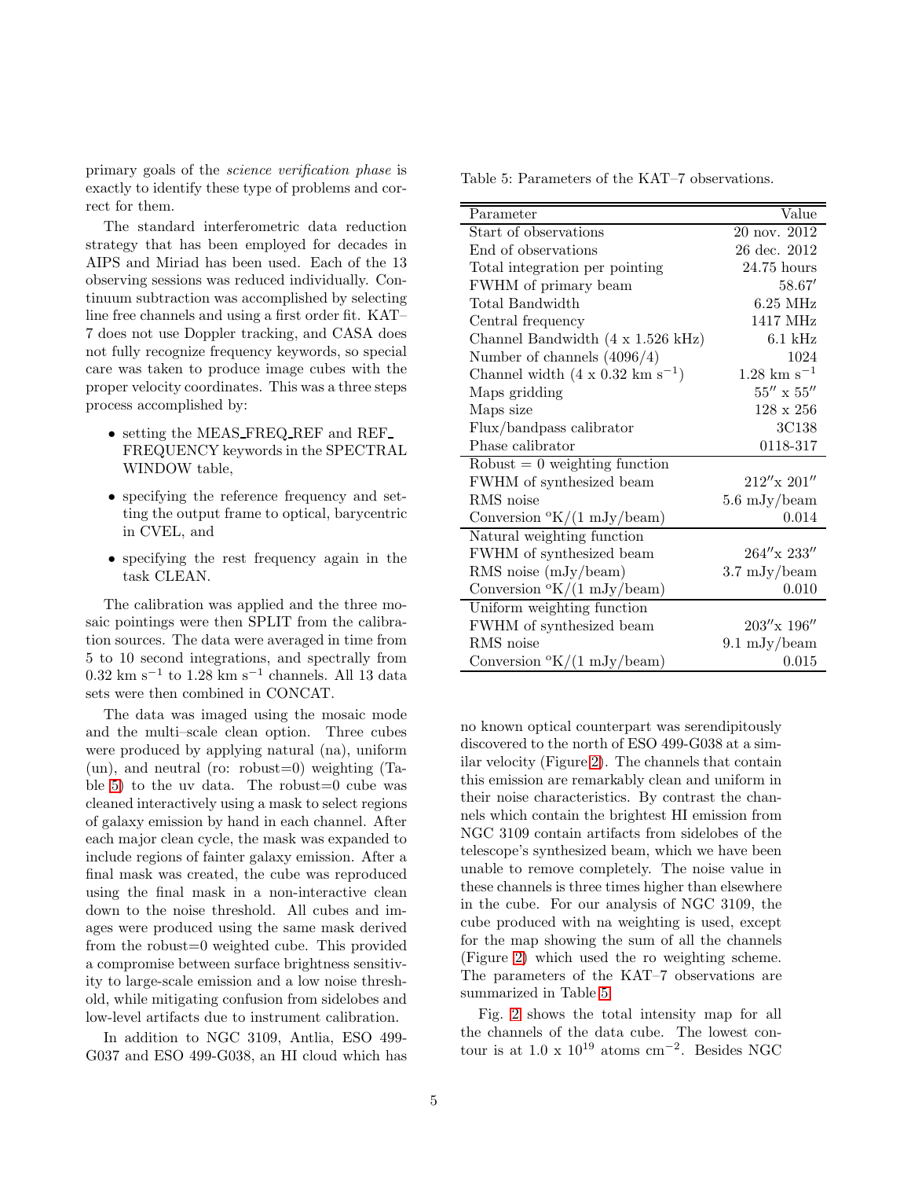primary goals of the *science verification phase* is exactly to identify these type of problems and correct for them.

The standard interferometric data reduction strategy that has been employed for decades in AIPS and Miriad has been used. Each of the 13 observing sessions was reduced individually. Continuum subtraction was accomplished by selecting line free channels and using a first order fit. KAT–7 does not use Doppler tracking, and CASA does not fully recognize frequency keywords, so special care was taken to produce image cubes with the proper velocity coordinates. This was a three steps process accomplished by:

- setting the MEAS_FREQ_REF and REF_FREQUENCY keywords in the SPECTRAL WINDOW table,
- specifying the reference frequency and setting the output frame to optical, barycentric in CVEL, and
- specifying the rest frequency again in the task CLEAN.

The calibration was applied and the three mosaic pointings were then SPLIT from the calibration sources. The data were averaged in time from 5 to 10 second integrations, and spectrally from 0.32 km s$^{-1}$ to 1.28 km s$^{-1}$ channels. All 13 data sets were then combined in CONCAT.

The data was imaged using the mosaic mode and the multi–scale clean option. Three cubes were produced by applying natural (na), uniform (un), and neutral (ro: robust=0) weighting (Table 5) to the uv data. The robust=0 cube was cleaned interactively using a mask to select regions of galaxy emission by hand in each channel. After each major clean cycle, the mask was expanded to include regions of fainter galaxy emission. After a final mask was created, the cube was reproduced using the final mask in a non-interactive clean down to the noise threshold. All cubes and images were produced using the same mask derived from the robust=0 weighted cube. This provided a compromise between surface brightness sensitivity to large-scale emission and a low noise threshold, while mitigating confusion from sidelobes and low-level artifacts due to instrument calibration.

In addition to NGC 3109, Antlia, ESO 499-G037 and ESO 499-G038, an HI cloud which has no known optical counterpart was serendipitously discovered to the north of ESO 499-G038 at a similar velocity (Figure 2). The channels that contain this emission are remarkably clean and uniform in their noise characteristics. By contrast the channels which contain the brightest HI emission from NGC 3109 contain artifacts from sidelobes of the telescope's synthesized beam, which we have been unable to remove completely. The noise value in these channels is three times higher than elsewhere in the cube. For our analysis of NGC 3109, the cube produced with na weighting is used, except for the map showing the sum of all the channels (Figure 2) which used the ro weighting scheme. The parameters of the KAT–7 observations are summarized in Table 5.

Table 5: Parameters of the KAT–7 observations.

| Parameter | Value |
|---|---|
| Start of observations | 20 nov. 2012 |
| End of observations | 26 dec. 2012 |
| Total integration per pointing | 24.75 hours |
| FWHM of primary beam | 58.67′ |
| Total Bandwidth | 6.25 MHz |
| Central frequency | 1417 MHz |
| Channel Bandwidth (4 x 1.526 kHz) | 6.1 kHz |
| Number of channels (4096/4) | 1024 |
| Channel width (4 x 0.32 km s$^{-1}$) | 1.28 km s$^{-1}$ |
| Maps gridding | 55″ x 55″ |
| Maps size | 128 x 256 |
| Flux/bandpass calibrator | 3C138 |
| Phase calibrator | 0118-317 |
| Robust = 0 weighting function | |
| FWHM of synthesized beam | 212″x 201″ |
| RMS noise | 5.6 mJy/beam |
| Conversion °K/(1 mJy/beam) | 0.014 |
| Natural weighting function | |
| FWHM of synthesized beam | 264″x 233″ |
| RMS noise (mJy/beam) | 3.7 mJy/beam |
| Conversion °K/(1 mJy/beam) | 0.010 |
| Uniform weighting function | |
| FWHM of synthesized beam | 203″x 196″ |
| RMS noise | 9.1 mJy/beam |
| Conversion °K/(1 mJy/beam) | 0.015 |

Fig. 2 shows the total intensity map for all the channels of the data cube. The lowest contour is at 1.0 x 10$^{19}$ atoms cm$^{-2}$. Besides NGC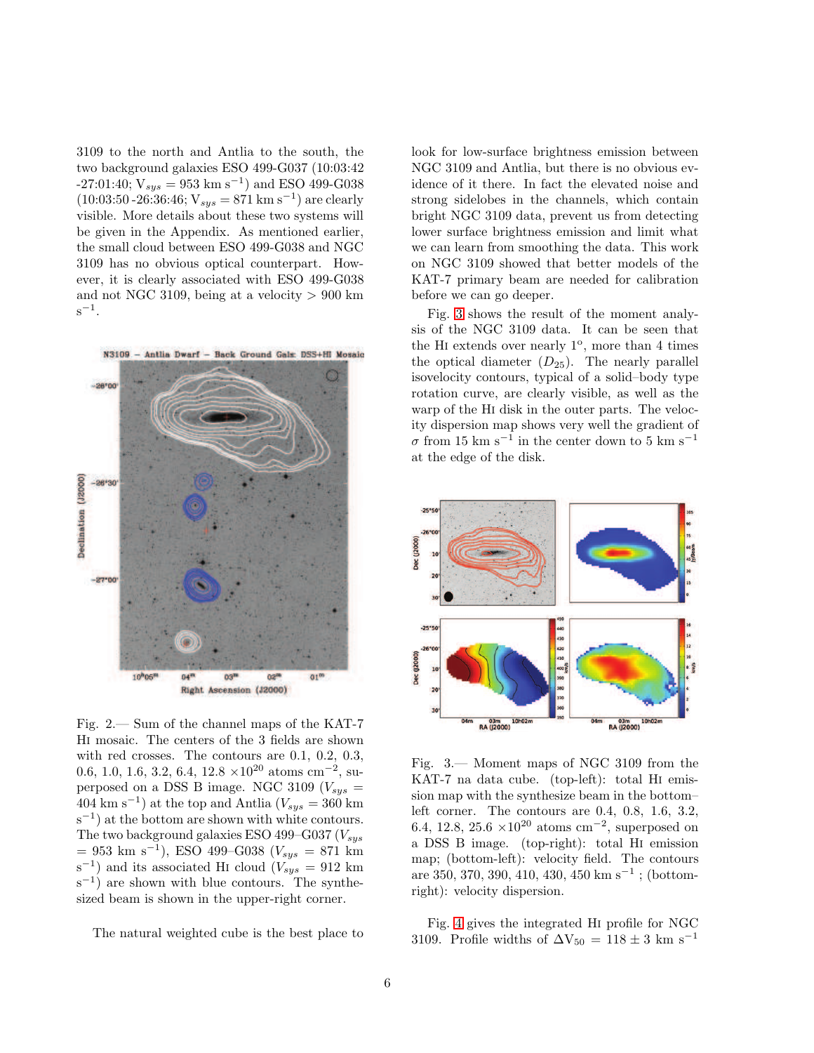3109 to the north and Antlia to the south, the two background galaxies ESO 499-G037 (10:03:42 -27:01:40; $V_{sys}$ = 953 km s$^{-1}$) and ESO 499-G038 (10:03:50 -26:36:46; $V_{sys}$ = 871 km s$^{-1}$) are clearly visible. More details about these two systems will be given in the Appendix. As mentioned earlier, the small cloud between ESO 499-G038 and NGC 3109 has no obvious optical counterpart. However, it is clearly associated with ESO 499-G038 and not NGC 3109, being at a velocity > 900 km s$^{-1}$.

Fig. 2.— Sum of the channel maps of the KAT-7 HI mosaic. The centers of the 3 fields are shown with red crosses. The contours are 0.1, 0.2, 0.3, 0.6, 1.0, 1.6, 3.2, 6.4, 12.8 $\times 10^{20}$ atoms cm$^{-2}$, superposed on a DSS B image. NGC 3109 ($V_{sys}$ = 404 km s$^{-1}$) at the top and Antlia ($V_{sys}$ = 360 km s$^{-1}$) at the bottom are shown with white contours. The two background galaxies ESO 499–G037 ($V_{sys}$ = 953 km s$^{-1}$), ESO 499–G038 ($V_{sys}$ = 871 km s$^{-1}$) and its associated HI cloud ($V_{sys}$ = 912 km s$^{-1}$) are shown with blue contours. The synthesized beam is shown in the upper-right corner.

The natural weighted cube is the best place to look for low-surface brightness emission between NGC 3109 and Antlia, but there is no obvious evidence of it there. In fact the elevated noise and strong sidelobes in the channels, which contain bright NGC 3109 data, prevent us from detecting lower surface brightness emission and limit what we can learn from smoothing the data. This work on NGC 3109 showed that better models of the KAT-7 primary beam are needed for calibration before we can go deeper.

Fig. 3 shows the result of the moment analysis of the NGC 3109 data. It can be seen that the HI extends over nearly 1$^{o}$, more than 4 times the optical diameter ($D_{25}$). The nearly parallel isovelocity contours, typical of a solid–body type rotation curve, are clearly visible, as well as the warp of the HI disk in the outer parts. The velocity dispersion map shows very well the gradient of $\sigma$ from 15 km s$^{-1}$ in the center down to 5 km s$^{-1}$ at the edge of the disk.

Fig. 3.— Moment maps of NGC 3109 from the KAT-7 na data cube. (top-left): total HI emission map with the synthesize beam in the bottom–left corner. The contours are 0.4, 0.8, 1.6, 3.2, 6.4, 12.8, 25.6 $\times 10^{20}$ atoms cm$^{-2}$, superposed on a DSS B image. (top-right): total HI emission map; (bottom-left): velocity field. The contours are 350, 370, 390, 410, 430, 450 km s$^{-1}$ ; (bottom-right): velocity dispersion.

Fig. 4 gives the integrated HI profile for NGC 3109. Profile widths of $\Delta V_{50}$ = 118 $\pm$ 3 km s$^{-1}$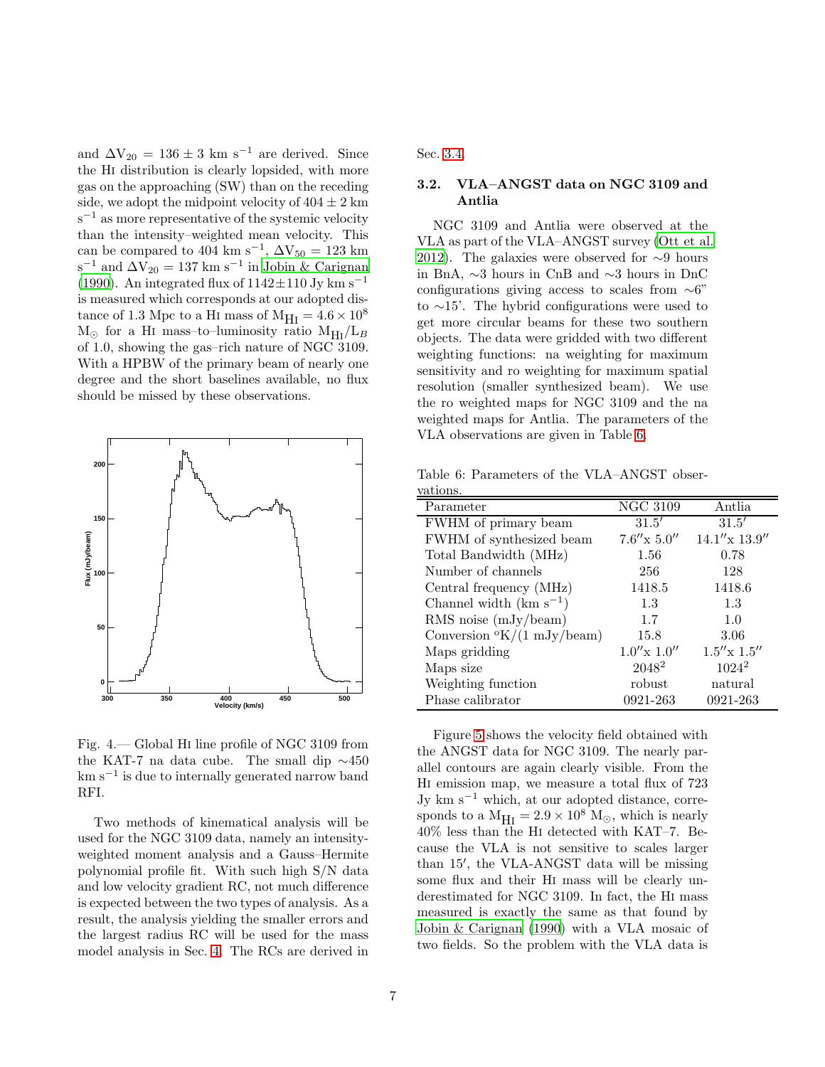and $\Delta V_{20} = 136 \pm 3$ km s$^{-1}$ are derived. Since the HI distribution is clearly lopsided, with more gas on the approaching (SW) than on the receding side, we adopt the midpoint velocity of $404 \pm 2$ km s$^{-1}$ as more representative of the systemic velocity than the intensity–weighted mean velocity. This can be compared to 404 km s$^{-1}$, $\Delta V_{50}$ = 123 km s$^{-1}$ and $\Delta V_{20}$ = 137 km s$^{-1}$ in Jobin & Carignan (1990). An integrated flux of $1142 \pm 110$ Jy km s$^{-1}$ is measured which corresponds at our adopted distance of 1.3 Mpc to a HI mass of $M_{HI} = 4.6 \times 10^8$ M$_\odot$ for a HI mass–to–luminosity ratio $M_{HI}/L_B$ of 1.0, showing the gas–rich nature of NGC 3109. With a HPBW of the primary beam of nearly one degree and the short baselines available, no flux should be missed by these observations.

Fig. 4.— Global HI line profile of NGC 3109 from the KAT-7 na data cube. The small dip ∼450 km s$^{-1}$ is due to internally generated narrow band RFI.

Two methods of kinematical analysis will be used for the NGC 3109 data, namely an intensity-weighted moment analysis and a Gauss–Hermite polynomial profile fit. With such high S/N data and low velocity gradient RC, not much difference is expected between the two types of analysis. As a result, the analysis yielding the smaller errors and the largest radius RC will be used for the mass model analysis in Sec. 4. The RCs are derived in Sec. 3.4.

### 3.2. VLA–ANGST data on NGC 3109 and Antlia

NGC 3109 and Antlia were observed at the VLA as part of the VLA–ANGST survey (Ott et al. 2012). The galaxies were observed for ∼9 hours in BnA, ∼3 hours in CnB and ∼3 hours in DnC configurations giving access to scales from ∼6" to ∼15'. The hybrid configurations were used to get more circular beams for these two southern objects. The data were gridded with two different weighting functions: na weighting for maximum sensitivity and ro weighting for maximum spatial resolution (smaller synthesized beam). We use the ro weighted maps for NGC 3109 and the na weighted maps for Antlia. The parameters of the VLA observations are given in Table 6.

Table 6: Parameters of the VLA–ANGST observations.

| Parameter | NGC 3109 | Antlia |
|---|---|---|
| FWHM of primary beam | 31.5′ | 31.5′ |
| FWHM of synthesized beam | 7.6″x 5.0″ | 14.1″x 13.9″ |
| Total Bandwidth (MHz) | 1.56 | 0.78 |
| Number of channels | 256 | 128 |
| Central frequency (MHz) | 1418.5 | 1418.6 |
| Channel width (km s$^{-1}$) | 1.3 | 1.3 |
| RMS noise (mJy/beam) | 1.7 | 1.0 |
| Conversion °K/(1 mJy/beam) | 15.8 | 3.06 |
| Maps gridding | 1.0″x 1.0″ | 1.5″x 1.5″ |
| Maps size | $2048^2$ | $1024^2$ |
| Weighting function | robust | natural |
| Phase calibrator | 0921-263 | 0921-263 |

Figure 5 shows the velocity field obtained with the ANGST data for NGC 3109. The nearly parallel contours are again clearly visible. From the HI emission map, we measure a total flux of 723 Jy km s$^{-1}$ which, at our adopted distance, corresponds to a $M_{HI} = 2.9 \times 10^8$ M$_\odot$, which is nearly 40% less than the HI detected with KAT–7. Because the VLA is not sensitive to scales larger than 15′, the VLA-ANGST data will be missing some flux and their HI mass will be clearly underestimated for NGC 3109. In fact, the HI mass measured is exactly the same as that found by Jobin & Carignan (1990) with a VLA mosaic of two fields. So the problem with the VLA data is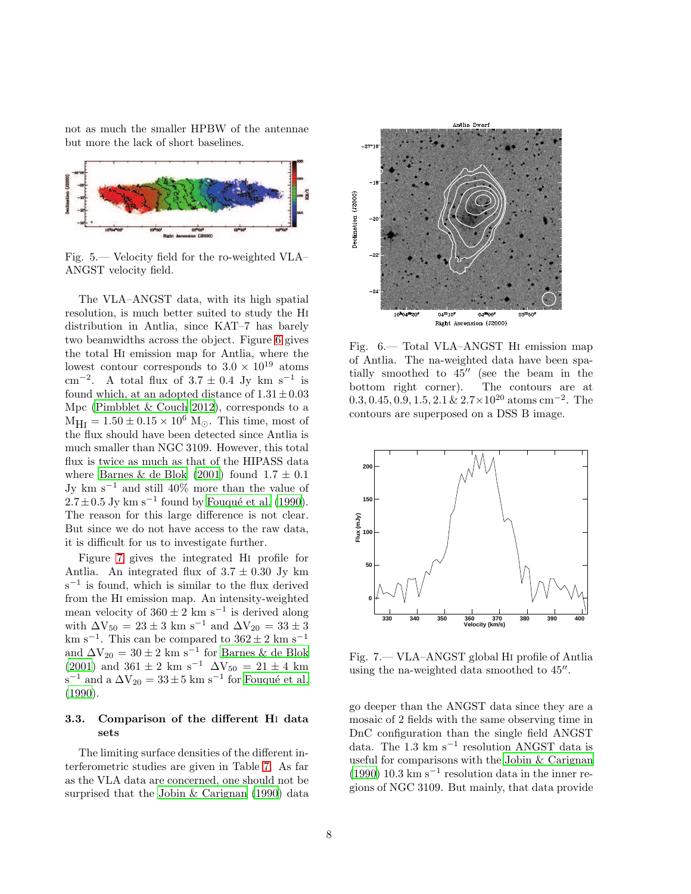not as much the smaller HPBW of the antennae but more the lack of short baselines.

Fig. 5.— Velocity field for the ro-weighted VLA–ANGST velocity field.

The VLA–ANGST data, with its high spatial resolution, is much better suited to study the HI distribution in Antlia, since KAT–7 has barely two beamwidths across the object. Figure 6 gives the total HI emission map for Antlia, where the lowest contour corresponds to $3.0 \times 10^{19}$ atoms cm$^{-2}$. A total flux of $3.7 \pm 0.4$ Jy km s$^{-1}$ is found which, at an adopted distance of $1.31 \pm 0.03$ Mpc (Pimbblet & Couch 2012), corresponds to a $M_{\rm HI} = 1.50 \pm 0.15 \times 10^{6}$ M$_{\odot}$. This time, most of the flux should have been detected since Antlia is much smaller than NGC 3109. However, this total flux is twice as much as that of the HIPASS data where Barnes & de Blok (2001) found $1.7 \pm 0.1$ Jy km s$^{-1}$ and still 40% more than the value of $2.7 \pm 0.5$ Jy km s$^{-1}$ found by Fouqué et al. (1990). The reason for this large difference is not clear. But since we do not have access to the raw data, it is difficult for us to investigate further.

Figure 7 gives the integrated HI profile for Antlia. An integrated flux of $3.7 \pm 0.30$ Jy km s$^{-1}$ is found, which is similar to the flux derived from the HI emission map. An intensity-weighted mean velocity of $360 \pm 2$ km s$^{-1}$ is derived along with $\Delta V_{50} = 23 \pm 3$ km s$^{-1}$ and $\Delta V_{20} = 33 \pm 3$ km s$^{-1}$. This can be compared to $362 \pm 2$ km s$^{-1}$ and $\Delta V_{20} = 30 \pm 2$ km s$^{-1}$ for Barnes & de Blok (2001) and $361 \pm 2$ km s$^{-1}$ $\Delta V_{50} = 21 \pm 4$ km s$^{-1}$ and a $\Delta V_{20} = 33 \pm 5$ km s$^{-1}$ for Fouqué et al. (1990).

### 3.3. Comparison of the different HI data sets

The limiting surface densities of the different interferometric studies are given in Table 7. As far as the VLA data are concerned, one should not be surprised that the Jobin & Carignan (1990) data go deeper than the ANGST data since they are a mosaic of 2 fields with the same observing time in DnC configuration than the single field ANGST data. The 1.3 km s$^{-1}$ resolution ANGST data is useful for comparisons with the Jobin & Carignan (1990) 10.3 km s$^{-1}$ resolution data in the inner regions of NGC 3109. But mainly, that data provide

Fig. 6.— Total VLA–ANGST HI emission map of Antlia. The na-weighted data have been spatially smoothed to 45″ (see the beam in the bottom right corner). The contours are at $0.3, 0.45, 0.9, 1.5, 2.1$ & $2.7 \times 10^{20}$ atoms cm$^{-2}$. The contours are superposed on a DSS B image.

Fig. 7.— VLA–ANGST global HI profile of Antlia using the na-weighted data smoothed to 45″.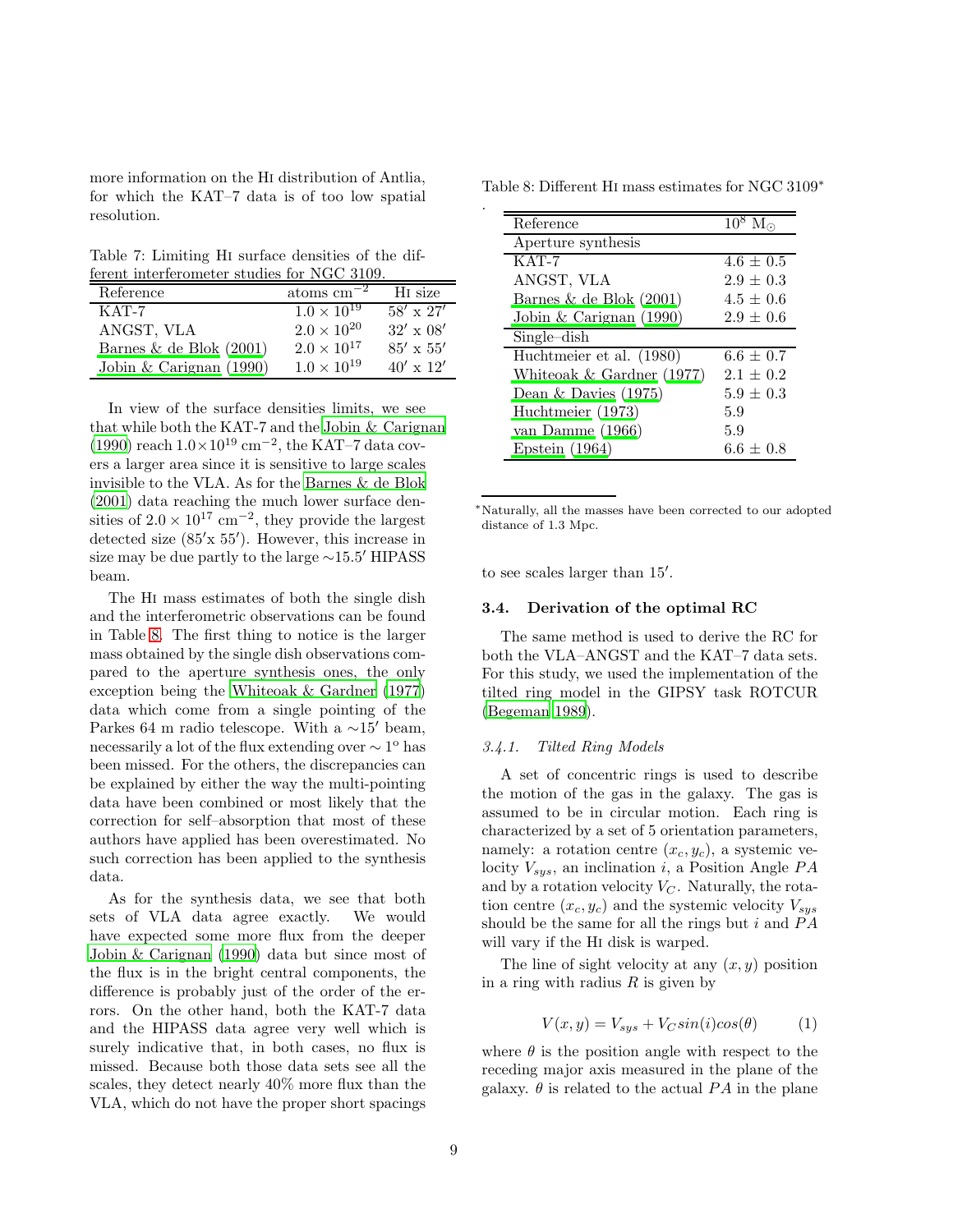more information on the HI distribution of Antlia, for which the KAT–7 data is of too low spatial resolution.

Table 7: Limiting HI surface densities of the different interferometer studies for NGC 3109.

| Reference | atoms cm$^{-2}$ | HI size |
|---|---|---|
| KAT-7 | $1.0 \times 10^{19}$ | $58' \times 27'$ |
| ANGST, VLA | $2.0 \times 10^{20}$ | $32' \times 08'$ |
| Barnes & de Blok (2001) | $2.0 \times 10^{17}$ | $85' \times 55'$ |
| Jobin & Carignan (1990) | $1.0 \times 10^{19}$ | $40' \times 12'$ |

In view of the surface densities limits, we see that while both the KAT-7 and the Jobin & Carignan (1990) reach $1.0 \times 10^{19}$ cm$^{-2}$, the KAT–7 data covers a larger area since it is sensitive to large scales invisible to the VLA. As for the Barnes & de Blok (2001) data reaching the much lower surface densities of $2.0 \times 10^{17}$ cm$^{-2}$, they provide the largest detected size ($85' \times 55'$). However, this increase in size may be due partly to the large $\sim$15.5′ HIPASS beam.

The HI mass estimates of both the single dish and the interferometric observations can be found in Table 8. The first thing to notice is the larger mass obtained by the single dish observations compared to the aperture synthesis ones, the only exception being the Whiteoak & Gardner (1977) data which come from a single pointing of the Parkes 64 m radio telescope. With a $\sim$15′ beam, necessarily a lot of the flux extending over $\sim 1^{\circ}$ has been missed. For the others, the discrepancies can be explained by either the way the multi-pointing data have been combined or most likely that the correction for self–absorption that most of these authors have applied has been overestimated. No such correction has been applied to the synthesis data.

As for the synthesis data, we see that both sets of VLA data agree exactly. We would have expected some more flux from the deeper Jobin & Carignan (1990) data but since most of the flux is in the bright central components, the difference is probably just of the order of the errors. On the other hand, both the KAT-7 data and the HIPASS data agree very well which is surely indicative that, in both cases, no flux is missed. Because both those data sets see all the scales, they detect nearly 40% more flux than the VLA, which do not have the proper short spacings to see scales larger than 15′.

Table 8: Different HI mass estimates for NGC 3109*

| Reference | $10^8$ M$_\odot$ |
|---|---|
| Aperture synthesis | |
| KAT-7 | 4.6 ± 0.5 |
| ANGST, VLA | 2.9 ± 0.3 |
| Barnes & de Blok (2001) | 4.5 ± 0.6 |
| Jobin & Carignan (1990) | 2.9 ± 0.6 |
| Single–dish | |
| Huchtmeier et al. (1980) | 6.6 ± 0.7 |
| Whiteoak & Gardner (1977) | 2.1 ± 0.2 |
| Dean & Davies (1975) | 5.9 ± 0.3 |
| Huchtmeier (1973) | 5.9 |
| van Damme (1966) | 5.9 |
| Epstein (1964) | 6.6 ± 0.8 |

*Naturally, all the masses have been corrected to our adopted distance of 1.3 Mpc.

### 3.4. Derivation of the optimal RC

The same method is used to derive the RC for both the VLA–ANGST and the KAT–7 data sets. For this study, we used the implementation of the tilted ring model in the GIPSY task ROTCUR (Begeman 1989).

#### *3.4.1. Tilted Ring Models*

A set of concentric rings is used to describe the motion of the gas in the galaxy. The gas is assumed to be in circular motion. Each ring is characterized by a set of 5 orientation parameters, namely: a rotation centre $(x_c, y_c)$, a systemic velocity $V_{sys}$, an inclination $i$, a Position Angle $PA$ and by a rotation velocity $V_C$. Naturally, the rotation centre $(x_c, y_c)$ and the systemic velocity $V_{sys}$ should be the same for all the rings but $i$ and $PA$ will vary if the HI disk is warped.

The line of sight velocity at any $(x, y)$ position in a ring with radius $R$ is given by

$$V(x, y) = V_{sys} + V_C sin(i) cos(\theta) \qquad (1)$$

where $\theta$ is the position angle with respect to the receding major axis measured in the plane of the galaxy. $\theta$ is related to the actual $PA$ in the plane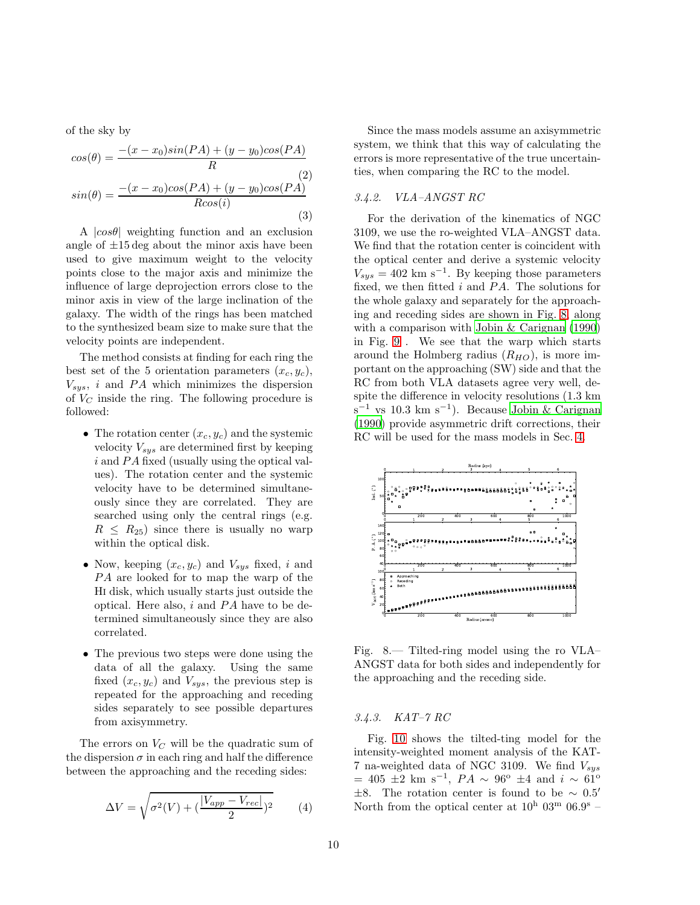of the sky by

$$cos(\theta) = \frac{-(x-x_0)sin(PA) + (y-y_0)cos(PA)}{R} \quad (2)$$

$$sin(\theta) = \frac{-(x-x_0)cos(PA) + (y-y_0)cos(PA)}{Rcos(i)} \quad (3)$$

A $|cos\theta|$ weighting function and an exclusion angle of $\pm 15$ deg about the minor axis have been used to give maximum weight to the velocity points close to the major axis and minimize the influence of large deprojection errors close to the minor axis in view of the large inclination of the galaxy. The width of the rings has been matched to the synthesized beam size to make sure that the velocity points are independent.

The method consists at finding for each ring the best set of the 5 orientation parameters $(x_c, y_c)$, $V_{sys}$, $i$ and $PA$ which minimizes the dispersion of $V_C$ inside the ring. The following procedure is followed:

- The rotation center $(x_c, y_c)$ and the systemic velocity $V_{sys}$ are determined first by keeping $i$ and $PA$ fixed (usually using the optical values). The rotation center and the systemic velocity have to be determined simultaneously since they are correlated. They are searched using only the central rings (e.g. $R \leq R_{25}$) since there is usually no warp within the optical disk.
- Now, keeping $(x_c, y_c)$ and $V_{sys}$ fixed, $i$ and $PA$ are looked for to map the warp of the HI disk, which usually starts just outside the optical. Here also, $i$ and $PA$ have to be determined simultaneously since they are also correlated.
- The previous two steps were done using the data of all the galaxy. Using the same fixed $(x_c, y_c)$ and $V_{sys}$, the previous step is repeated for the approaching and receding sides separately to see possible departures from axisymmetry.

The errors on $V_C$ will be the quadratic sum of the dispersion $\sigma$ in each ring and half the difference between the approaching and the receding sides:

$$\Delta V = \sqrt{\sigma^2(V) + (\frac{|V_{app} - V_{rec}|}{2})^2} \quad (4)$$

Since the mass models assume an axisymmetric system, we think that this way of calculating the errors is more representative of the true uncertainties, when comparing the RC to the model.

### 3.4.2. VLA–ANGST RC

For the derivation of the kinematics of NGC 3109, we use the ro-weighted VLA–ANGST data. We find that the rotation center is coincident with the optical center and derive a systemic velocity $V_{sys}$ = 402 km s$^{-1}$. By keeping those parameters fixed, we then fitted $i$ and $PA$. The solutions for the whole galaxy and separately for the approaching and receding sides are shown in Fig. 8, along with a comparison with Jobin & Carignan (1990) in Fig. 9 . We see that the warp which starts around the Holmberg radius ($R_{HO}$), is more important on the approaching (SW) side and that the RC from both VLA datasets agree very well, despite the difference in velocity resolutions (1.3 km s$^{-1}$ vs 10.3 km s$^{-1}$). Because Jobin & Carignan (1990) provide asymmetric drift corrections, their RC will be used for the mass models in Sec. 4.

Fig. 8.— Tilted-ring model using the ro VLA–ANGST data for both sides and independently for the approaching and the receding side.

### 3.4.3. KAT–7 RC

Fig. 10 shows the tilted-ting model for the intensity-weighted moment analysis of the KAT-7 na-weighted data of NGC 3109. We find $V_{sys}$ = 405 $\pm$2 km s$^{-1}$, $PA \sim 96^{\rm o}$ $\pm$4 and $i \sim 61^{\rm o}$ $\pm$8. The rotation center is found to be $\sim 0.5'$ North from the optical center at 10$^{\rm h}$ 03$^{\rm m}$ 06.9$^{\rm s}$ –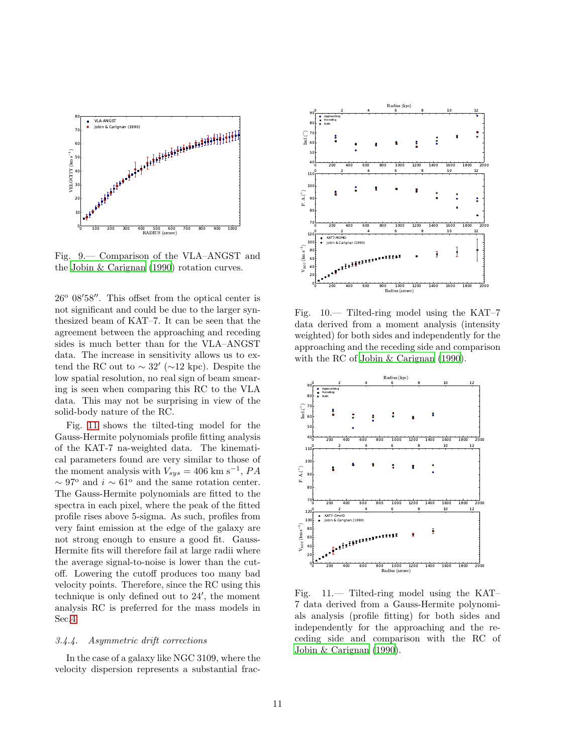Fig. 9.— Comparison of the VLA–ANGST and the Jobin & Carignan (1990) rotation curves.

26° 08′58″. This offset from the optical center is not significant and could be due to the larger synthesized beam of KAT–7. It can be seen that the agreement between the approaching and receding sides is much better than for the VLA–ANGST data. The increase in sensitivity allows us to extend the RC out to ∼ 32′ (∼12 kpc). Despite the low spatial resolution, no real sign of beam smearing is seen when comparing this RC to the VLA data. This may not be surprising in view of the solid-body nature of the RC.

Fig. 11 shows the tilted-ting model for the Gauss-Hermite polynomials profile fitting analysis of the KAT-7 na-weighted data. The kinematical parameters found are very similar to those of the moment analysis with $V_{sys}$ = 406 km s$^{-1}$, $PA$ ∼ 97° and $i$ ∼ 61° and the same rotation center. The Gauss-Hermite polynomials are fitted to the spectra in each pixel, where the peak of the fitted profile rises above 5-sigma. As such, profiles from very faint emission at the edge of the galaxy are not strong enough to ensure a good fit. Gauss-Hermite fits will therefore fail at large radii where the average signal-to-noise is lower than the cutoff. Lowering the cutoff produces too many bad velocity points. Therefore, since the RC using this technique is only defined out to 24′, the moment analysis RC is preferred for the mass models in Sec.4.

### 3.4.4. *Asymmetric drift corrections*

In the case of a galaxy like NGC 3109, where the velocity dispersion represents a substantial frac-

Fig. 10.— Tilted-ring model using the KAT–7 data derived from a moment analysis (intensity weighted) for both sides and independently for the approaching and the receding side and comparison with the RC of Jobin & Carignan (1990).

Fig. 11.— Tilted-ring model using the KAT–7 data derived from a Gauss-Hermite polynomials analysis (profile fitting) for both sides and independently for the approaching and the receding side and comparison with the RC of Jobin & Carignan (1990).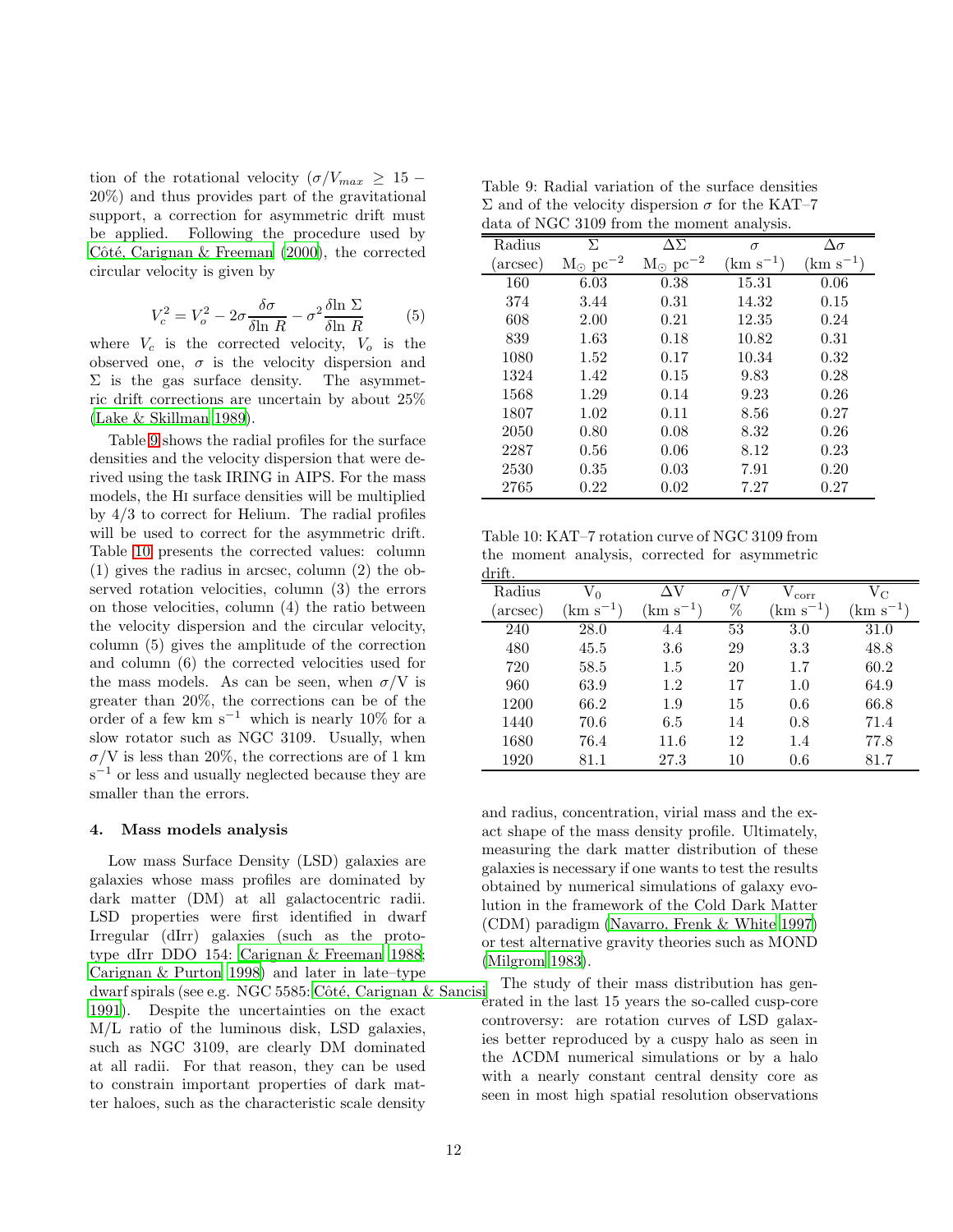tion of the rotational velocity ($\sigma/V_{max} \geq 15-20\%$) and thus provides part of the gravitational support, a correction for asymmetric drift must be applied. Following the procedure used by Côté, Carignan & Freeman (2000), the corrected circular velocity is given by

$$V_c^2 = V_o^2 - 2\sigma\frac{\delta\sigma}{\delta\ln R} - \sigma^2\frac{\delta\ln \Sigma}{\delta\ln R} \qquad (5)$$

where $V_c$ is the corrected velocity, $V_o$ is the observed one, $\sigma$ is the velocity dispersion and $\Sigma$ is the gas surface density. The asymmetric drift corrections are uncertain by about 25% (Lake & Skillman 1989).

Table 9 shows the radial profiles for the surface densities and the velocity dispersion that were derived using the task IRING in AIPS. For the mass models, the HI surface densities will be multiplied by 4/3 to correct for Helium. The radial profiles will be used to correct for the asymmetric drift. Table 10 presents the corrected values: column (1) gives the radius in arcsec, column (2) the observed rotation velocities, column (3) the errors on those velocities, column (4) the ratio between the velocity dispersion and the circular velocity, column (5) gives the amplitude of the correction and column (6) the corrected velocities used for the mass models. As can be seen, when $\sigma$/V is greater than 20%, the corrections can be of the order of a few km s$^{-1}$ which is nearly 10% for a slow rotator such as NGC 3109. Usually, when $\sigma$/V is less than 20%, the corrections are of 1 km s$^{-1}$ or less and usually neglected because they are smaller than the errors.

Table 9: Radial variation of the surface densities $\Sigma$ and of the velocity dispersion $\sigma$ for the KAT–7 data of NGC 3109 from the moment analysis.

| Radius (arcsec) | $\Sigma$ M$_\odot$ pc$^{-2}$ | $\Delta\Sigma$ M$_\odot$ pc$^{-2}$ | $\sigma$ (km s$^{-1}$) | $\Delta\sigma$ (km s$^{-1}$) |
|---|---|---|---|---|
| 160 | 6.03 | 0.38 | 15.31 | 0.06 |
| 374 | 3.44 | 0.31 | 14.32 | 0.15 |
| 608 | 2.00 | 0.21 | 12.35 | 0.24 |
| 839 | 1.63 | 0.18 | 10.82 | 0.31 |
| 1080 | 1.52 | 0.17 | 10.34 | 0.32 |
| 1324 | 1.42 | 0.15 | 9.83 | 0.28 |
| 1568 | 1.29 | 0.14 | 9.23 | 0.26 |
| 1807 | 1.02 | 0.11 | 8.56 | 0.27 |
| 2050 | 0.80 | 0.08 | 8.32 | 0.26 |
| 2287 | 0.56 | 0.06 | 8.12 | 0.23 |
| 2530 | 0.35 | 0.03 | 7.91 | 0.20 |
| 2765 | 0.22 | 0.02 | 7.27 | 0.27 |

Table 10: KAT–7 rotation curve of NGC 3109 from the moment analysis, corrected for asymmetric drift.

| Radius (arcsec) | V$_0$ (km s$^{-1}$) | $\Delta$V (km s$^{-1}$) | $\sigma$/V % | V$_{\rm corr}$ (km s$^{-1}$) | V$_{\rm C}$ (km s$^{-1}$) |
|---|---|---|---|---|---|
| 240 | 28.0 | 4.4 | 53 | 3.0 | 31.0 |
| 480 | 45.5 | 3.6 | 29 | 3.3 | 48.8 |
| 720 | 58.5 | 1.5 | 20 | 1.7 | 60.2 |
| 960 | 63.9 | 1.2 | 17 | 1.0 | 64.9 |
| 1200 | 66.2 | 1.9 | 15 | 0.6 | 66.8 |
| 1440 | 70.6 | 6.5 | 14 | 0.8 | 71.4 |
| 1680 | 76.4 | 11.6 | 12 | 1.4 | 77.8 |
| 1920 | 81.1 | 27.3 | 10 | 0.6 | 81.7 |

## 4. Mass models analysis

Low mass Surface Density (LSD) galaxies are galaxies whose mass profiles are dominated by dark matter (DM) at all galactocentric radii. LSD properties were first identified in dwarf Irregular (dIrr) galaxies (such as the prototype dIrr DDO 154: Carignan & Freeman 1988; Carignan & Purton 1998) and later in late–type dwarf spirals (see e.g. NGC 5585: Côté, Carignan & Sancisi 1991). Despite the uncertainties on the exact M/L ratio of the luminous disk, LSD galaxies, such as NGC 3109, are clearly DM dominated at all radii. For that reason, they can be used to constrain important properties of dark matter haloes, such as the characteristic scale density and radius, concentration, virial mass and the exact shape of the mass density profile. Ultimately, measuring the dark matter distribution of these galaxies is necessary if one wants to test the results obtained by numerical simulations of galaxy evolution in the framework of the Cold Dark Matter (CDM) paradigm (Navarro, Frenk & White 1997) or test alternative gravity theories such as MOND (Milgrom 1983).

The study of their mass distribution has generated in the last 15 years the so-called cusp-core controversy: are rotation curves of LSD galaxies better reproduced by a cuspy halo as seen in the $\Lambda$CDM numerical simulations or by a halo with a nearly constant central density core as seen in most high spatial resolution observations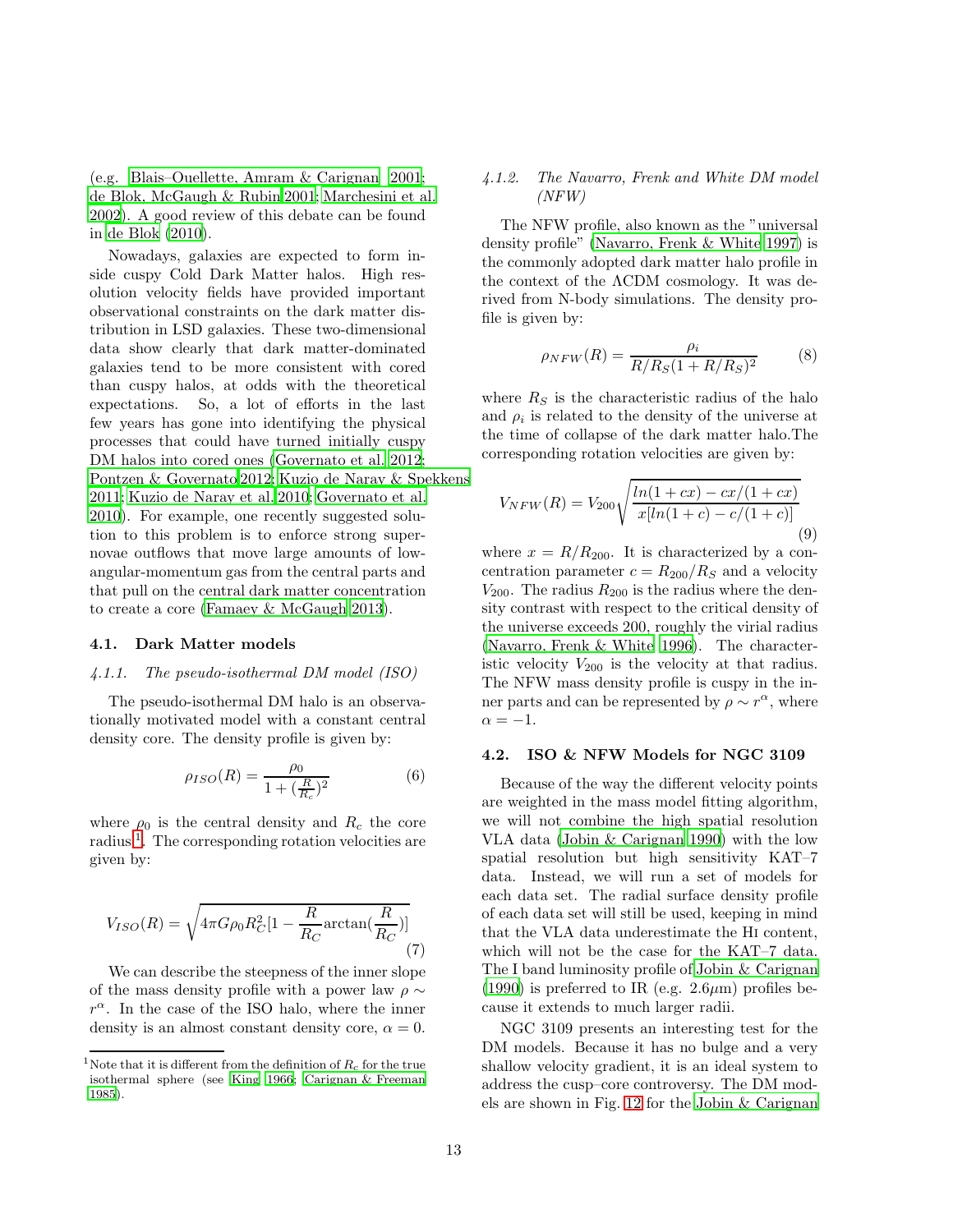(e.g. Blais–Ouellette, Amram & Carignan 2001; de Blok, McGaugh & Rubin 2001; Marchesini et al. 2002). A good review of this debate can be found in de Blok (2010).

Nowadays, galaxies are expected to form inside cuspy Cold Dark Matter halos. High resolution velocity fields have provided important observational constraints on the dark matter distribution in LSD galaxies. These two-dimensional data show clearly that dark matter-dominated galaxies tend to be more consistent with cored than cuspy halos, at odds with the theoretical expectations. So, a lot of efforts in the last few years has gone into identifying the physical processes that could have turned initially cuspy DM halos into cored ones (Governato et al. 2012; Pontzen & Governato 2012; Kuzio de Naray & Spekkens 2011; Kuzio de Naray et al. 2010; Governato et al. 2010). For example, one recently suggested solution to this problem is to enforce strong supernovae outflows that move large amounts of low-angular-momentum gas from the central parts and that pull on the central dark matter concentration to create a core (Famaey & McGaugh 2013).

### 4.1. Dark Matter models

#### *4.1.1. The pseudo-isothermal DM model (ISO)*

The pseudo-isothermal DM halo is an observationally motivated model with a constant central density core. The density profile is given by:

$$\rho_{ISO}(R) = \frac{\rho_0}{1 + (\frac{R}{R_c})^2} \tag{6}$$

where $\rho_0$ is the central density and $R_c$ the core radius[1]. The corresponding rotation velocities are given by:

$$V_{ISO}(R) = \sqrt{4\pi G \rho_0 R_C^2 [1 - \frac{R}{R_C} \arctan(\frac{R}{R_C})]} \tag{7}$$

We can describe the steepness of the inner slope of the mass density profile with a power law $\rho \sim r^{\alpha}$. In the case of the ISO halo, where the inner density is an almost constant density core, $\alpha = 0$.

[1] Note that it is different from the definition of $R_c$ for the true isothermal sphere (see King 1966; Carignan & Freeman 1985).

#### *4.1.2. The Navarro, Frenk and White DM model (NFW)*

The NFW profile, also known as the "universal density profile" (Navarro, Frenk & White 1997) is the commonly adopted dark matter halo profile in the context of the ΛCDM cosmology. It was derived from N-body simulations. The density profile is given by:

$$\rho_{NFW}(R) = \frac{\rho_i}{R/R_S(1 + R/R_S)^2} \tag{8}$$

where $R_S$ is the characteristic radius of the halo and $\rho_i$ is related to the density of the universe at the time of collapse of the dark matter halo.The corresponding rotation velocities are given by:

$$V_{NFW}(R) = V_{200}\sqrt{\frac{ln(1 + cx) - cx/(1 + cx)}{x[ln(1 + c) - c/(1 + c)]}} \tag{9}$$

where $x = R/R_{200}$. It is characterized by a concentration parameter $c = R_{200}/R_S$ and a velocity $V_{200}$. The radius $R_{200}$ is the radius where the density contrast with respect to the critical density of the universe exceeds 200, roughly the virial radius (Navarro, Frenk & White 1996). The characteristic velocity $V_{200}$ is the velocity at that radius. The NFW mass density profile is cuspy in the inner parts and can be represented by $\rho \sim r^{\alpha}$, where $\alpha = -1$.

### 4.2. ISO & NFW Models for NGC 3109

Because of the way the different velocity points are weighted in the mass model fitting algorithm, we will not combine the high spatial resolution VLA data (Jobin & Carignan 1990) with the low spatial resolution but high sensitivity KAT–7 data. Instead, we will run a set of models for each data set. The radial surface density profile of each data set will still be used, keeping in mind that the VLA data underestimate the HI content, which will not be the case for the KAT–7 data. The I band luminosity profile of Jobin & Carignan (1990) is preferred to IR (e.g. 2.6$\mu$m) profiles because it extends to much larger radii.

NGC 3109 presents an interesting test for the DM models. Because it has no bulge and a very shallow velocity gradient, it is an ideal system to address the cusp–core controversy. The DM models are shown in Fig. 12 for the Jobin & Carignan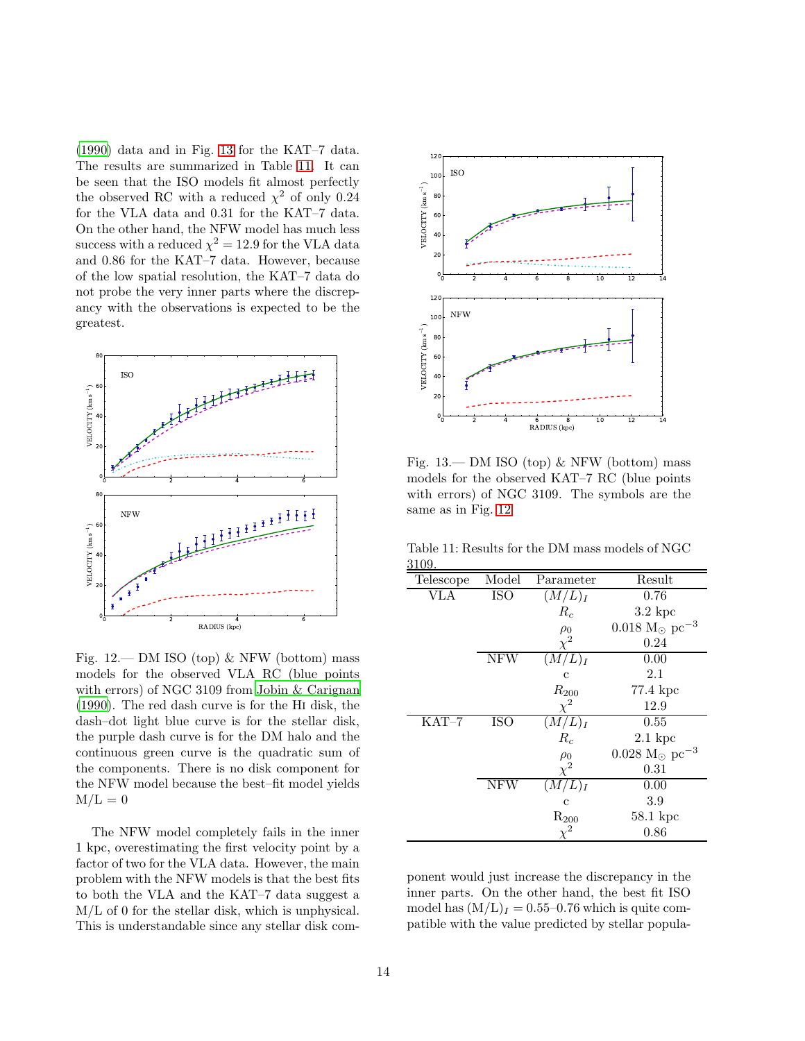(1990) data and in Fig. 13 for the KAT–7 data. The results are summarized in Table 11. It can be seen that the ISO models fit almost perfectly the observed RC with a reduced $\chi^2$ of only 0.24 for the VLA data and 0.31 for the KAT–7 data. On the other hand, the NFW model has much less success with a reduced $\chi^2 = 12.9$ for the VLA data and 0.86 for the KAT–7 data. However, because of the low spatial resolution, the KAT–7 data do not probe the very inner parts where the discrepancy with the observations is expected to be the greatest.

Fig. 12.— DM ISO (top) & NFW (bottom) mass models for the observed VLA RC (blue points with errors) of NGC 3109 from Jobin & Carignan (1990). The red dash curve is for the HI disk, the dash–dot light blue curve is for the stellar disk, the purple dash curve is for the DM halo and the continuous green curve is the quadratic sum of the components. There is no disk component for the NFW model because the best–fit model yields M/L = 0

The NFW model completely fails in the inner 1 kpc, overestimating the first velocity point by a factor of two for the VLA data. However, the main problem with the NFW models is that the best fits to both the VLA and the KAT–7 data suggest a M/L of 0 for the stellar disk, which is unphysical. This is understandable since any stellar disk component would just increase the discrepancy in the inner parts. On the other hand, the best fit ISO model has $(\mathrm{M/L})_I = 0.55$–$0.76$ which is quite compatible with the value predicted by stellar popula-

Fig. 13.— DM ISO (top) & NFW (bottom) mass models for the observed KAT–7 RC (blue points with errors) of NGC 3109. The symbols are the same as in Fig. 12.

Table 11: Results for the DM mass models of NGC 3109.

| Telescope | Model | Parameter | Result |
|---|---|---|---|
| VLA | ISO | $(M/L)_I$ | 0.76 |
| | | $R_c$ | 3.2 kpc |
| | | $\rho_0$ | 0.018 $\mathrm{M_\odot}$ $\mathrm{pc}^{-3}$ |
| | | $\chi^2$ | 0.24 |
| | NFW | $(M/L)_I$ | 0.00 |
| | | c | 2.1 |
| | | $R_{200}$ | 77.4 kpc |
| | | $\chi^2$ | 12.9 |
| KAT–7 | ISO | $(M/L)_I$ | 0.55 |
| | | $R_c$ | 2.1 kpc |
| | | $\rho_0$ | 0.028 $\mathrm{M_\odot}$ $\mathrm{pc}^{-3}$ |
| | | $\chi^2$ | 0.31 |
| | NFW | $(M/L)_I$ | 0.00 |
| | | c | 3.9 |
| | | $\mathrm{R}_{200}$ | 58.1 kpc |
| | | $\chi^2$ | 0.86 |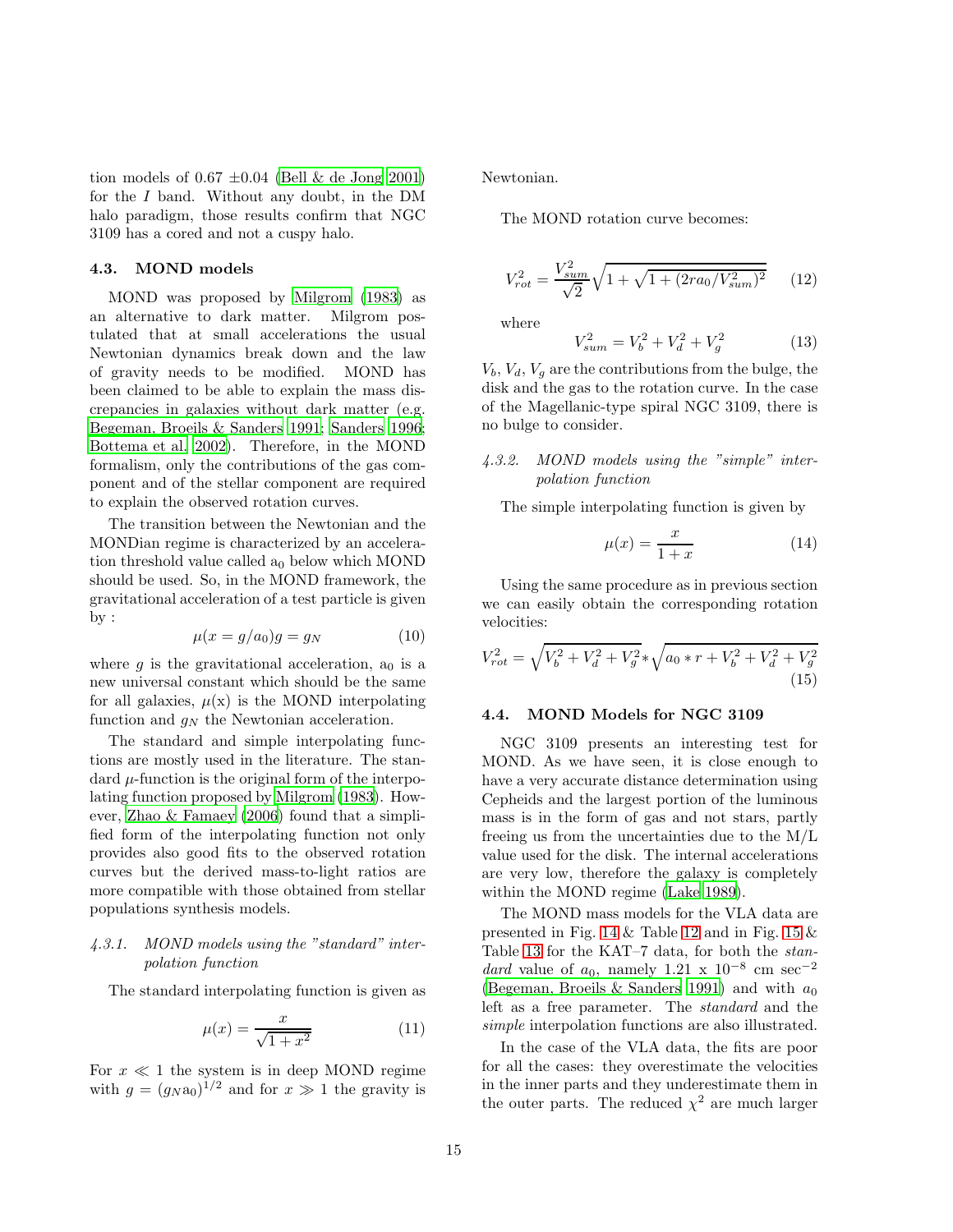tion models of 0.67 ±0.04 (Bell & de Jong 2001) for the $I$ band. Without any doubt, in the DM halo paradigm, those results confirm that NGC 3109 has a cored and not a cuspy halo.

### 4.3. MOND models

MOND was proposed by Milgrom (1983) as an alternative to dark matter. Milgrom postulated that at small accelerations the usual Newtonian dynamics break down and the law of gravity needs to be modified. MOND has been claimed to be able to explain the mass discrepancies in galaxies without dark matter (e.g. Begeman, Broeils & Sanders 1991; Sanders 1996; Bottema et al. 2002). Therefore, in the MOND formalism, only the contributions of the gas component and of the stellar component are required to explain the observed rotation curves.

The transition between the Newtonian and the MONDian regime is characterized by an acceleration threshold value called $a_0$ below which MOND should be used. So, in the MOND framework, the gravitational acceleration of a test particle is given by :

$$\mu(x = g/a_0)g = g_N \tag{10}$$

where $g$ is the gravitational acceleration, $a_0$ is a new universal constant which should be the same for all galaxies, $\mu$(x) is the MOND interpolating function and $g_N$ the Newtonian acceleration.

The standard and simple interpolating functions are mostly used in the literature. The standard $\mu$-function is the original form of the interpolating function proposed by Milgrom (1983). However, Zhao & Famaey (2006) found that a simplified form of the interpolating function not only provides also good fits to the observed rotation curves but the derived mass-to-light ratios are more compatible with those obtained from stellar populations synthesis models.

#### 4.3.1. *MOND models using the "standard" interpolation function*

The standard interpolating function is given as

$$\mu(x) = \frac{x}{\sqrt{1+x^2}} \tag{11}$$

For $x \ll 1$ the system is in deep MOND regime with $g = (g_N a_0)^{1/2}$ and for $x \gg 1$ the gravity is Newtonian.

The MOND rotation curve becomes:

$$V_{rot}^2 = \frac{V_{sum}^2}{\sqrt{2}}\sqrt{1+\sqrt{1+(2ra_0/V_{sum}^2)^2}} \tag{12}$$

where

$$V_{sum}^2 = V_b^2 + V_d^2 + V_g^2 \tag{13}$$

$V_b$, $V_d$, $V_g$ are the contributions from the bulge, the disk and the gas to the rotation curve. In the case of the Magellanic-type spiral NGC 3109, there is no bulge to consider.

#### 4.3.2. *MOND models using the "simple" interpolation function*

The simple interpolating function is given by

$$\mu(x) = \frac{x}{1+x} \tag{14}$$

Using the same procedure as in previous section we can easily obtain the corresponding rotation velocities:

$$V_{rot}^2 = \sqrt{V_b^2 + V_d^2 + V_g^2} * \sqrt{a_0 * r + V_b^2 + V_d^2 + V_g^2} \tag{15}$$

### 4.4. MOND Models for NGC 3109

NGC 3109 presents an interesting test for MOND. As we have seen, it is close enough to have a very accurate distance determination using Cepheids and the largest portion of the luminous mass is in the form of gas and not stars, partly freeing us from the uncertainties due to the M/L value used for the disk. The internal accelerations are very low, therefore the galaxy is completely within the MOND regime (Lake 1989).

The MOND mass models for the VLA data are presented in Fig. 14 & Table 12 and in Fig. 15 & Table 13 for the KAT–7 data, for both the *standard* value of $a_0$, namely 1.21 x $10^{-8}$ cm sec$^{-2}$ (Begeman, Broeils & Sanders 1991) and with $a_0$ left as a free parameter. The *standard* and the *simple* interpolation functions are also illustrated.

In the case of the VLA data, the fits are poor for all the cases: they overestimate the velocities in the inner parts and they underestimate them in the outer parts. The reduced $\chi^2$ are much larger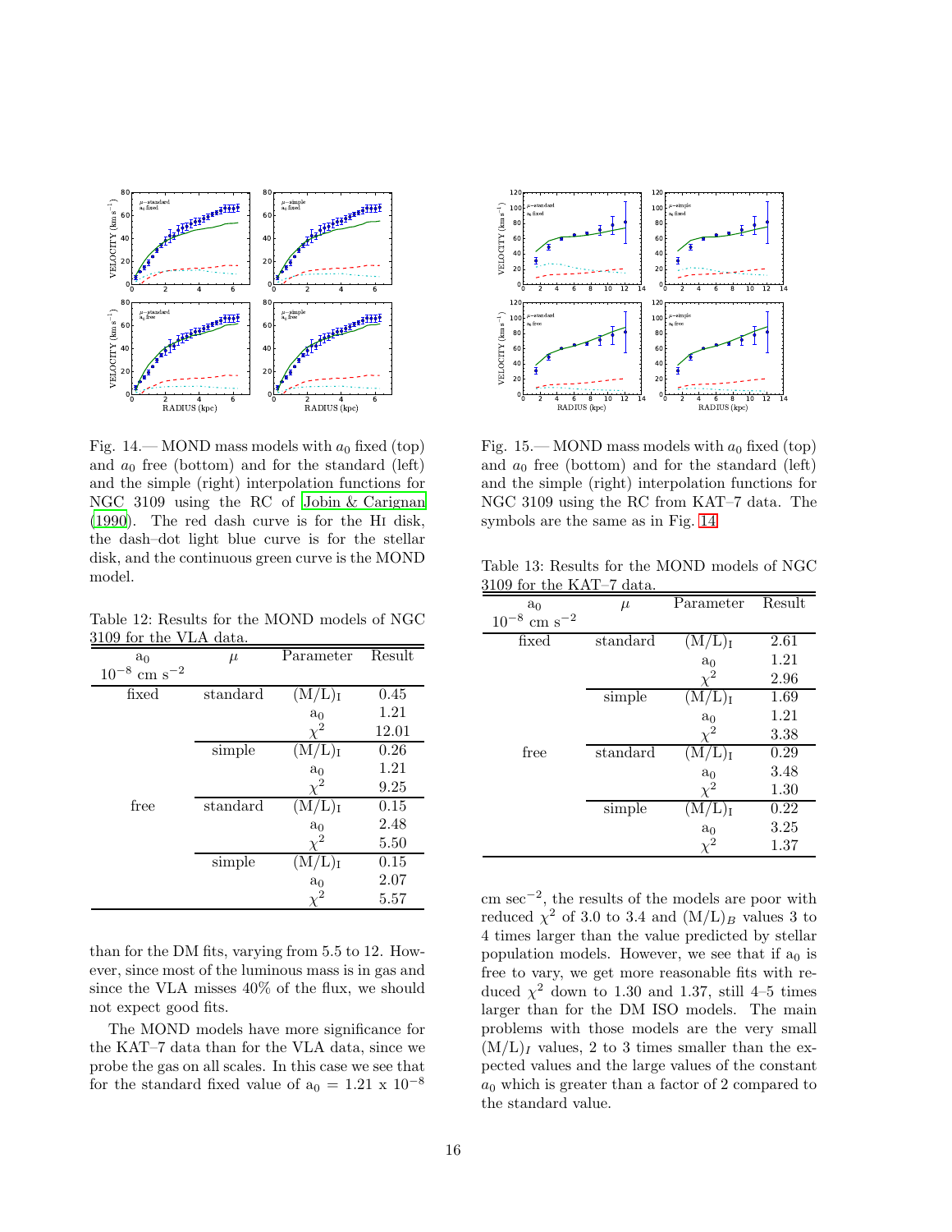Fig. 14.— MOND mass models with $a_0$ fixed (top) and $a_0$ free (bottom) and for the standard (left) and the simple (right) interpolation functions for NGC 3109 using the RC of Jobin & Carignan (1990). The red dash curve is for the HI disk, the dash–dot light blue curve is for the stellar disk, and the continuous green curve is the MOND model.

Table 12: Results for the MOND models of NGC 3109 for the VLA data.

| $a_0$ $10^{-8}$ cm s$^{-2}$ | $\mu$ | Parameter | Result |
|---|---|---|---|
| fixed | standard | $(M/L)_I$ | 0.45 |
| | | $a_0$ | 1.21 |
| | | $\chi^2$ | 12.01 |
| | simple | $(M/L)_I$ | 0.26 |
| | | $a_0$ | 1.21 |
| | | $\chi^2$ | 9.25 |
| free | standard | $(M/L)_I$ | 0.15 |
| | | $a_0$ | 2.48 |
| | | $\chi^2$ | 5.50 |
| | simple | $(M/L)_I$ | 0.15 |
| | | $a_0$ | 2.07 |
| | | $\chi^2$ | 5.57 |

than for the DM fits, varying from 5.5 to 12. However, since most of the luminous mass is in gas and since the VLA misses 40% of the flux, we should not expect good fits.

The MOND models have more significance for the KAT–7 data than for the VLA data, since we probe the gas on all scales. In this case we see that for the standard fixed value of $a_0 = 1.21 \times 10^{-8}$ cm sec$^{-2}$, the results of the models are poor with reduced $\chi^2$ of 3.0 to 3.4 and $(M/L)_B$ values 3 to 4 times larger than the value predicted by stellar population models. However, we see that if $a_0$ is free to vary, we get more reasonable fits with reduced $\chi^2$ down to 1.30 and 1.37, still 4–5 times larger than for the DM ISO models. The main problems with those models are the very small $(M/L)_I$ values, 2 to 3 times smaller than the expected values and the large values of the constant $a_0$ which is greater than a factor of 2 compared to the standard value.

Fig. 15.— MOND mass models with $a_0$ fixed (top) and $a_0$ free (bottom) and for the standard (left) and the simple (right) interpolation functions for NGC 3109 using the RC from KAT–7 data. The symbols are the same as in Fig. 14

Table 13: Results for the MOND models of NGC 3109 for the KAT–7 data.

| $a_0$ $10^{-8}$ cm s$^{-2}$ | $\mu$ | Parameter | Result |
|---|---|---|---|
| fixed | standard | $(M/L)_I$ | 2.61 |
| | | $a_0$ | 1.21 |
| | | $\chi^2$ | 2.96 |
| | simple | $(M/L)_I$ | 1.69 |
| | | $a_0$ | 1.21 |
| | | $\chi^2$ | 3.38 |
| free | standard | $(M/L)_I$ | 0.29 |
| | | $a_0$ | 3.48 |
| | | $\chi^2$ | 1.30 |
| | simple | $(M/L)_I$ | 0.22 |
| | | $a_0$ | 3.25 |
| | | $\chi^2$ | 1.37 |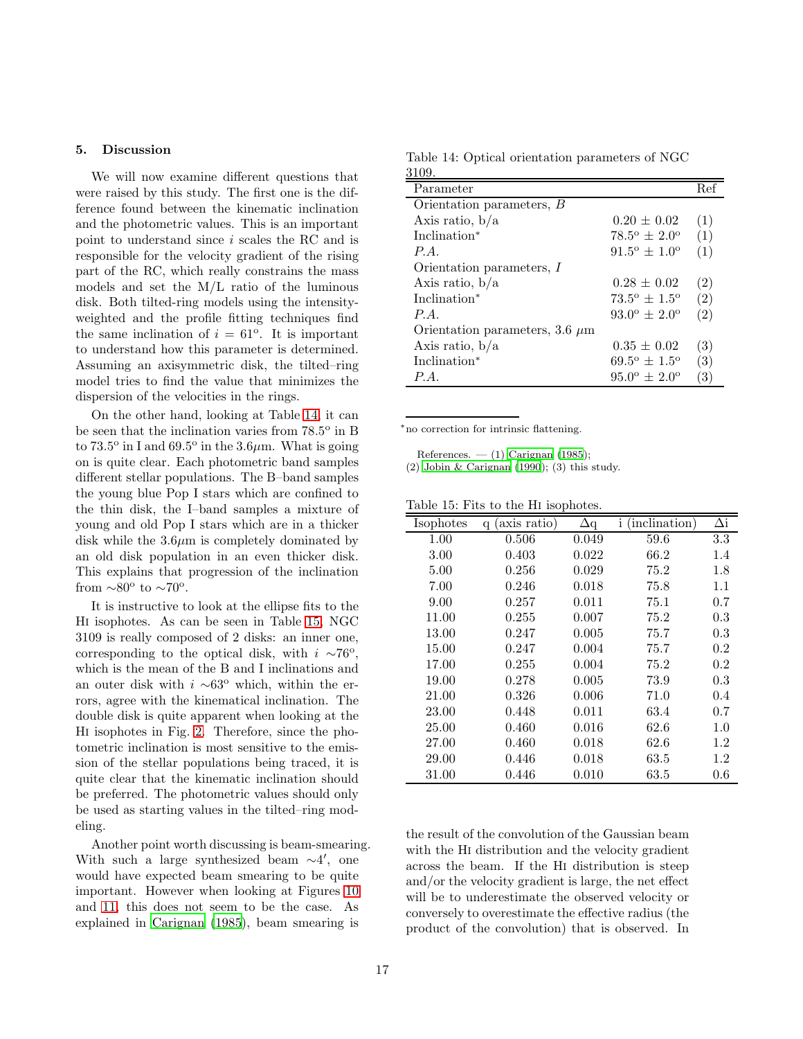## 5. Discussion

We will now examine different questions that were raised by this study. The first one is the difference found between the kinematic inclination and the photometric values. This is an important point to understand since $i$ scales the RC and is responsible for the velocity gradient of the rising part of the RC, which really constrains the mass models and set the M/L ratio of the luminous disk. Both tilted-ring models using the intensity-weighted and the profile fitting techniques find the same inclination of $i = 61^{o}$. It is important to understand how this parameter is determined. Assuming an axisymmetric disk, the tilted–ring model tries to find the value that minimizes the dispersion of the velocities in the rings.

On the other hand, looking at Table 14, it can be seen that the inclination varies from 78.5$^{o}$ in B to 73.5$^{o}$ in I and 69.5$^{o}$ in the 3.6$\mu$m. What is going on is quite clear. Each photometric band samples different stellar populations. The B–band samples the young blue Pop I stars which are confined to the thin disk, the I–band samples a mixture of young and old Pop I stars which are in a thicker disk while the 3.6$\mu$m is completely dominated by an old disk population in an even thicker disk. This explains that progression of the inclination from $\sim$80$^{o}$ to $\sim$70$^{o}$.

It is instructive to look at the ellipse fits to the HI isophotes. As can be seen in Table 15, NGC 3109 is really composed of 2 disks: an inner one, corresponding to the optical disk, with $i$ $\sim$76$^{o}$, which is the mean of the B and I inclinations and an outer disk with $i$ $\sim$63$^{o}$ which, within the errors, agree with the kinematical inclination. The double disk is quite apparent when looking at the HI isophotes in Fig. 2. Therefore, since the photometric inclination is most sensitive to the emission of the stellar populations being traced, it is quite clear that the kinematic inclination should be preferred. The photometric values should only be used as starting values in the tilted–ring modeling.

Another point worth discussing is beam-smearing. With such a large synthesized beam $\sim$4′, one would have expected beam smearing to be quite important. However when looking at Figures 10 and 11, this does not seem to be the case. As explained in Carignan (1985), beam smearing is the result of the convolution of the Gaussian beam with the HI distribution and the velocity gradient across the beam. If the HI distribution is steep and/or the velocity gradient is large, the net effect will be to underestimate the observed velocity or conversely to overestimate the effective radius (the product of the convolution) that is observed. In

Table 14: Optical orientation parameters of NGC 3109.

| Parameter | | Ref |
|---|---|---|
| Orientation parameters, *B* | | |
| Axis ratio, b/a | 0.20 ± 0.02 | (1) |
| Inclination* | 78.5$^{o}$ ± 2.0$^{o}$ | (1) |
| *P.A.* | 91.5$^{o}$ ± 1.0$^{o}$ | (1) |
| Orientation parameters, *I* | | |
| Axis ratio, b/a | 0.28 ± 0.02 | (2) |
| Inclination* | 73.5$^{o}$ ± 1.5$^{o}$ | (2) |
| *P.A.* | 93.0$^{o}$ ± 2.0$^{o}$ | (2) |
| Orientation parameters, 3.6 $\mu$m | | |
| Axis ratio, b/a | 0.35 ± 0.02 | (3) |
| Inclination* | 69.5$^{o}$ ± 1.5$^{o}$ | (3) |
| *P.A.* | 95.0$^{o}$ ± 2.0$^{o}$ | (3) |

*no correction for intrinsic flattening.

References. — (1) Carignan (1985); (2) Jobin & Carignan (1990); (3) this study.

Table 15: Fits to the HI isophotes.

| Isophotes | q (axis ratio) | Δq | i (inclination) | Δi |
|---|---|---|---|---|
| 1.00 | 0.506 | 0.049 | 59.6 | 3.3 |
| 3.00 | 0.403 | 0.022 | 66.2 | 1.4 |
| 5.00 | 0.256 | 0.029 | 75.2 | 1.8 |
| 7.00 | 0.246 | 0.018 | 75.8 | 1.1 |
| 9.00 | 0.257 | 0.011 | 75.1 | 0.7 |
| 11.00 | 0.255 | 0.007 | 75.2 | 0.3 |
| 13.00 | 0.247 | 0.005 | 75.7 | 0.3 |
| 15.00 | 0.247 | 0.004 | 75.7 | 0.2 |
| 17.00 | 0.255 | 0.004 | 75.2 | 0.2 |
| 19.00 | 0.278 | 0.005 | 73.9 | 0.3 |
| 21.00 | 0.326 | 0.006 | 71.0 | 0.4 |
| 23.00 | 0.448 | 0.011 | 63.4 | 0.7 |
| 25.00 | 0.460 | 0.016 | 62.6 | 1.0 |
| 27.00 | 0.460 | 0.018 | 62.6 | 1.2 |
| 29.00 | 0.446 | 0.018 | 63.5 | 1.2 |
| 31.00 | 0.446 | 0.010 | 63.5 | 0.6 |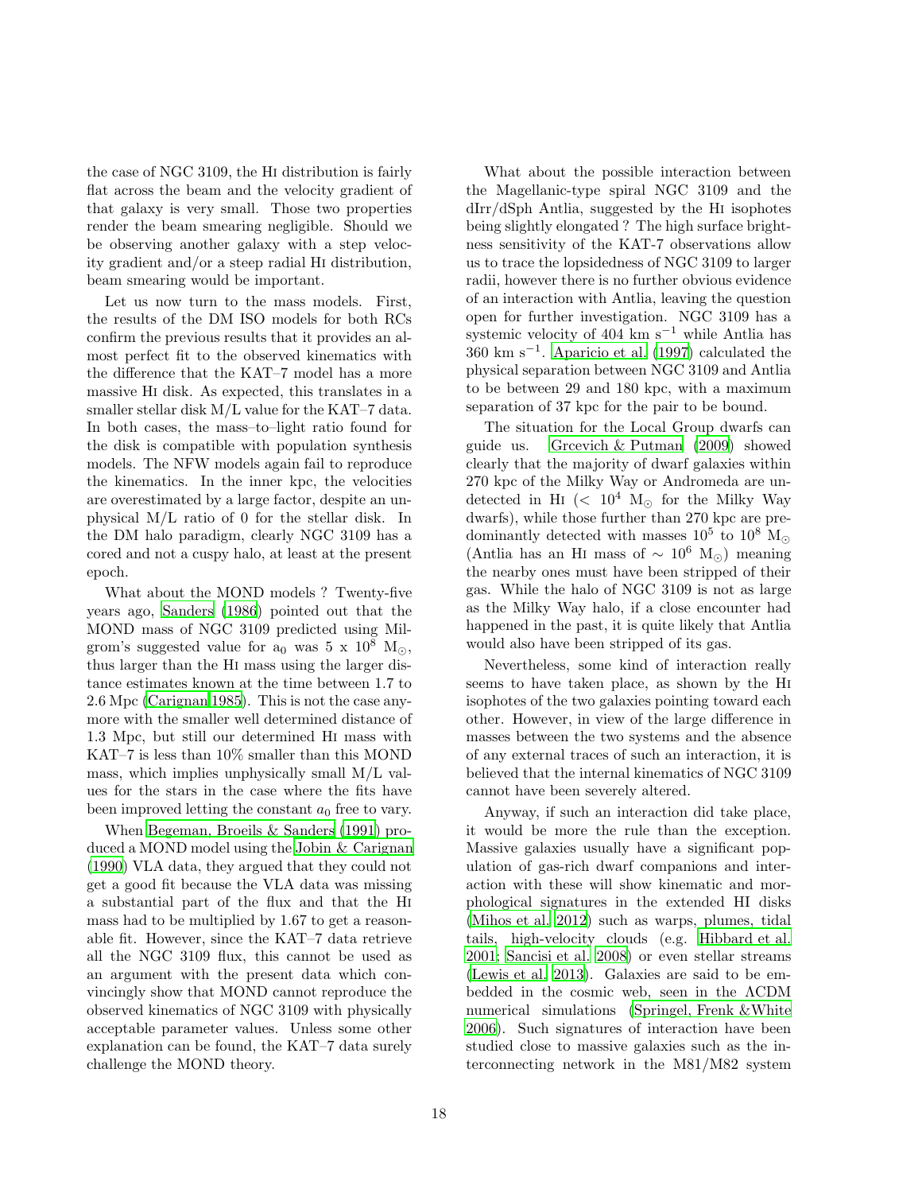the case of NGC 3109, the HI distribution is fairly flat across the beam and the velocity gradient of that galaxy is very small. Those two properties render the beam smearing negligible. Should we be observing another galaxy with a step velocity gradient and/or a steep radial HI distribution, beam smearing would be important.

Let us now turn to the mass models. First, the results of the DM ISO models for both RCs confirm the previous results that it provides an almost perfect fit to the observed kinematics with the difference that the KAT–7 model has a more massive HI disk. As expected, this translates in a smaller stellar disk M/L value for the KAT–7 data. In both cases, the mass–to–light ratio found for the disk is compatible with population synthesis models. The NFW models again fail to reproduce the kinematics. In the inner kpc, the velocities are overestimated by a large factor, despite an unphysical M/L ratio of 0 for the stellar disk. In the DM halo paradigm, clearly NGC 3109 has a cored and not a cuspy halo, at least at the present epoch.

What about the MOND models ? Twenty-five years ago, Sanders (1986) pointed out that the MOND mass of NGC 3109 predicted using Milgrom's suggested value for $a_0$ was 5 x $10^8$ $M_\odot$, thus larger than the HI mass using the larger distance estimates known at the time between 1.7 to 2.6 Mpc (Carignan 1985). This is not the case anymore with the smaller well determined distance of 1.3 Mpc, but still our determined HI mass with KAT–7 is less than 10% smaller than this MOND mass, which implies unphysically small M/L values for the stars in the case where the fits have been improved letting the constant $a_0$ free to vary.

When Begeman, Broeils & Sanders (1991) produced a MOND model using the Jobin & Carignan (1990) VLA data, they argued that they could not get a good fit because the VLA data was missing a substantial part of the flux and that the HI mass had to be multiplied by 1.67 to get a reasonable fit. However, since the KAT–7 data retrieve all the NGC 3109 flux, this cannot be used as an argument with the present data which convincingly show that MOND cannot reproduce the observed kinematics of NGC 3109 with physically acceptable parameter values. Unless some other explanation can be found, the KAT–7 data surely challenge the MOND theory.

What about the possible interaction between the Magellanic-type spiral NGC 3109 and the dIrr/dSph Antlia, suggested by the HI isophotes being slightly elongated ? The high surface brightness sensitivity of the KAT-7 observations allow us to trace the lopsidedness of NGC 3109 to larger radii, however there is no further obvious evidence of an interaction with Antlia, leaving the question open for further investigation. NGC 3109 has a systemic velocity of 404 km s$^{-1}$ while Antlia has 360 km s$^{-1}$. Aparicio et al. (1997) calculated the physical separation between NGC 3109 and Antlia to be between 29 and 180 kpc, with a maximum separation of 37 kpc for the pair to be bound.

The situation for the Local Group dwarfs can guide us. Grcevich & Putman (2009) showed clearly that the majority of dwarf galaxies within 270 kpc of the Milky Way or Andromeda are undetected in HI (< $10^4$ $M_\odot$ for the Milky Way dwarfs), while those further than 270 kpc are predominantly detected with masses $10^5$ to $10^8$ $M_\odot$ (Antlia has an HI mass of $\sim 10^6$ $M_\odot$) meaning the nearby ones must have been stripped of their gas. While the halo of NGC 3109 is not as large as the Milky Way halo, if a close encounter had happened in the past, it is quite likely that Antlia would also have been stripped of its gas.

Nevertheless, some kind of interaction really seems to have taken place, as shown by the HI isophotes of the two galaxies pointing toward each other. However, in view of the large difference in masses between the two systems and the absence of any external traces of such an interaction, it is believed that the internal kinematics of NGC 3109 cannot have been severely altered.

Anyway, if such an interaction did take place, it would be more the rule than the exception. Massive galaxies usually have a significant population of gas-rich dwarf companions and interaction with these will show kinematic and morphological signatures in the extended HI disks (Mihos et al. 2012) such as warps, plumes, tidal tails, high-velocity clouds (e.g. Hibbard et al. 2001; Sancisi et al. 2008) or even stellar streams (Lewis et al. 2013). Galaxies are said to be embedded in the cosmic web, seen in the ΛCDM numerical simulations (Springel, Frenk &White 2006). Such signatures of interaction have been studied close to massive galaxies such as the interconnecting network in the M81/M82 system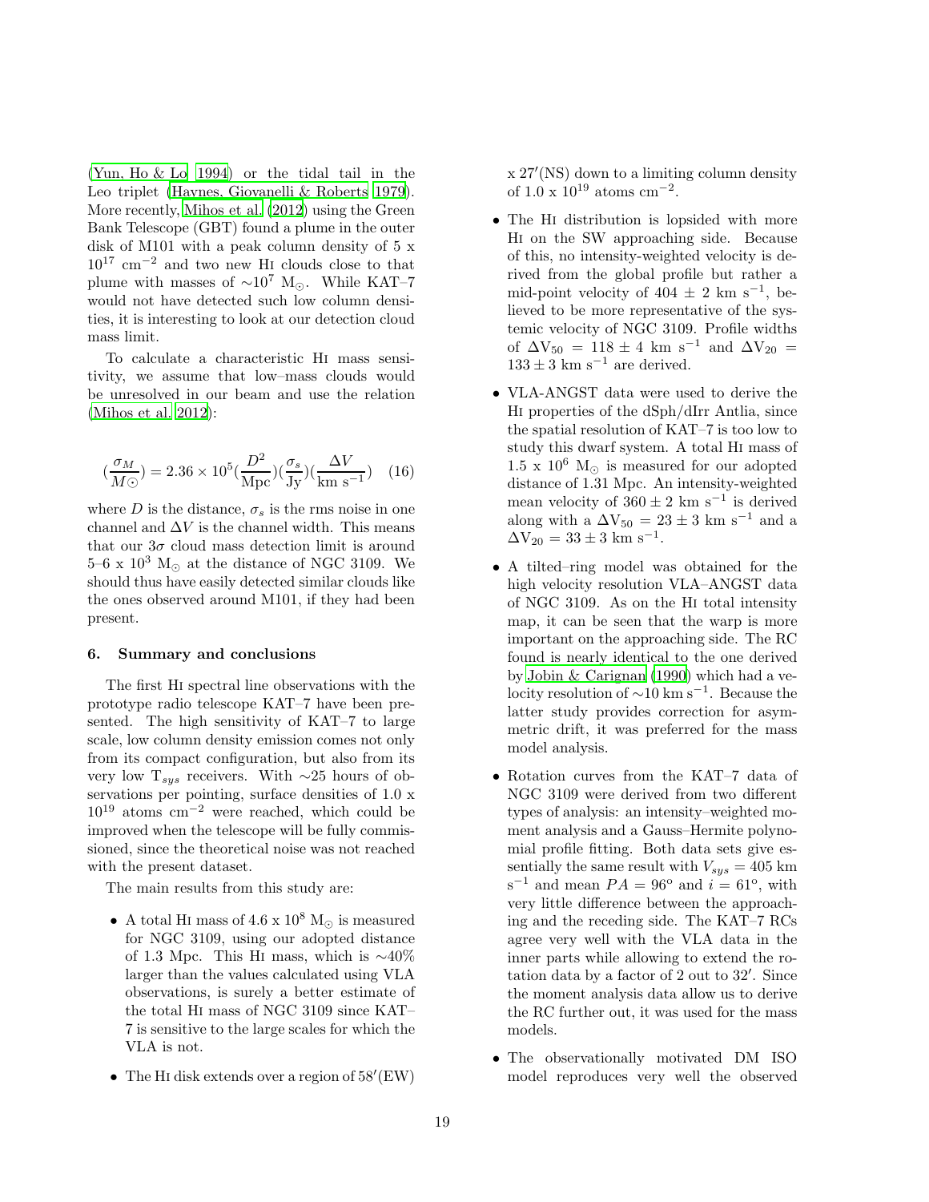(Yun, Ho & Lo 1994) or the tidal tail in the Leo triplet (Haynes, Giovanelli & Roberts 1979). More recently, Mihos et al. (2012) using the Green Bank Telescope (GBT) found a plume in the outer disk of M101 with a peak column density of 5 x $10^{17}$ cm$^{-2}$ and two new HI clouds close to that plume with masses of $\sim 10^7$ M$_\odot$. While KAT–7 would not have detected such low column densities, it is interesting to look at our detection cloud mass limit.

To calculate a characteristic HI mass sensitivity, we assume that low–mass clouds would be unresolved in our beam and use the relation (Mihos et al. 2012):

$$(\frac{\sigma_M}{M\odot}) = 2.36 \times 10^5 (\frac{D^2}{\mathrm{Mpc}})(\frac{\sigma_s}{\mathrm{Jy}})(\frac{\Delta V}{\mathrm{km\ s^{-1}}}) \quad (16)$$

where $D$ is the distance, $\sigma_s$ is the rms noise in one channel and $\Delta V$ is the channel width. This means that our $3\sigma$ cloud mass detection limit is around 5–6 x $10^3$ M$_\odot$ at the distance of NGC 3109. We should thus have easily detected similar clouds like the ones observed around M101, if they had been present.

## 6. Summary and conclusions

The first HI spectral line observations with the prototype radio telescope KAT–7 have been presented. The high sensitivity of KAT–7 to large scale, low column density emission comes not only from its compact configuration, but also from its very low $T_{sys}$ receivers. With $\sim$25 hours of observations per pointing, surface densities of 1.0 x $10^{19}$ atoms cm$^{-2}$ were reached, which could be improved when the telescope will be fully commissioned, since the theoretical noise was not reached with the present dataset.

The main results from this study are:

- A total HI mass of 4.6 x $10^8$ M$_\odot$ is measured for NGC 3109, using our adopted distance of 1.3 Mpc. This HI mass, which is $\sim$40% larger than the values calculated using VLA observations, is surely a better estimate of the total HI mass of NGC 3109 since KAT–7 is sensitive to the large scales for which the VLA is not.
- The HI disk extends over a region of 58′(EW) x 27′(NS) down to a limiting column density of 1.0 x $10^{19}$ atoms cm$^{-2}$.
- The HI distribution is lopsided with more HI on the SW approaching side. Because of this, no intensity-weighted velocity is derived from the global profile but rather a mid-point velocity of 404 $\pm$ 2 km s$^{-1}$, believed to be more representative of the systemic velocity of NGC 3109. Profile widths of $\Delta V_{50} = 118 \pm 4$ km s$^{-1}$ and $\Delta V_{20} = 133 \pm 3$ km s$^{-1}$ are derived.
- VLA-ANGST data were used to derive the HI properties of the dSph/dIrr Antlia, since the spatial resolution of KAT–7 is too low to study this dwarf system. A total HI mass of 1.5 x $10^6$ M$_\odot$ is measured for our adopted distance of 1.31 Mpc. An intensity-weighted mean velocity of $360 \pm 2$ km s$^{-1}$ is derived along with a $\Delta V_{50} = 23 \pm 3$ km s$^{-1}$ and a $\Delta V_{20} = 33 \pm 3$ km s$^{-1}$.
- A tilted–ring model was obtained for the high velocity resolution VLA–ANGST data of NGC 3109. As on the HI total intensity map, it can be seen that the warp is more important on the approaching side. The RC found is nearly identical to the one derived by Jobin & Carignan (1990) which had a velocity resolution of $\sim$10 km s$^{-1}$. Because the latter study provides correction for asymmetric drift, it was preferred for the mass model analysis.
- Rotation curves from the KAT–7 data of NGC 3109 were derived from two different types of analysis: an intensity–weighted moment analysis and a Gauss–Hermite polynomial profile fitting. Both data sets give essentially the same result with $V_{sys} = 405$ km s$^{-1}$ and mean $PA = 96^o$ and $i = 61^o$, with very little difference between the approaching and the receding side. The KAT–7 RCs agree very well with the VLA data in the inner parts while allowing to extend the rotation data by a factor of 2 out to 32′. Since the moment analysis data allow us to derive the RC further out, it was used for the mass models.
- The observationally motivated DM ISO model reproduces very well the observed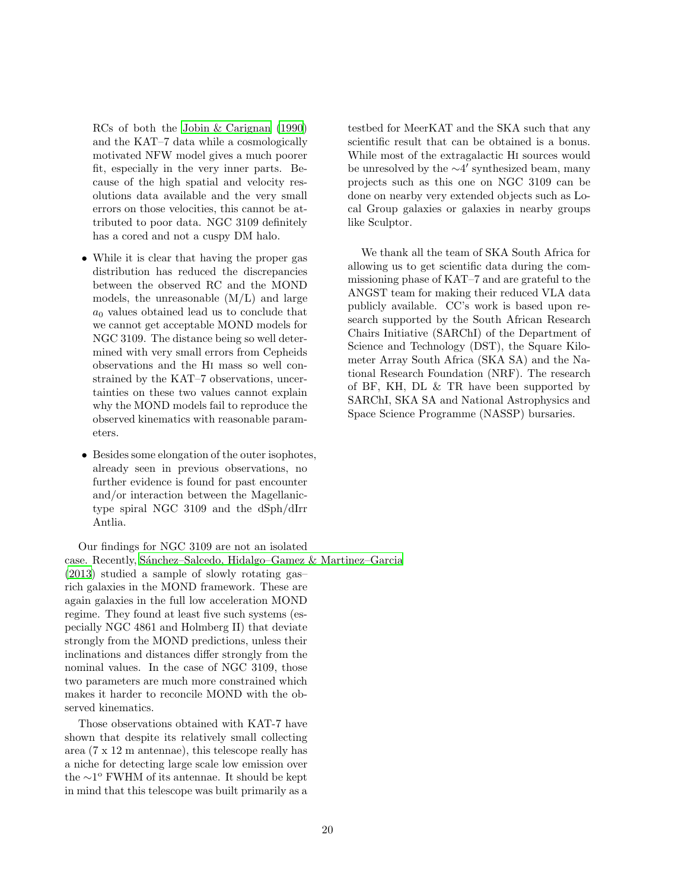RCs of both the Jobin & Carignan (1990) and the KAT–7 data while a cosmologically motivated NFW model gives a much poorer fit, especially in the very inner parts. Because of the high spatial and velocity resolutions data available and the very small errors on those velocities, this cannot be attributed to poor data. NGC 3109 definitely has a cored and not a cuspy DM halo.

- While it is clear that having the proper gas distribution has reduced the discrepancies between the observed RC and the MOND models, the unreasonable (M/L) and large $a_0$ values obtained lead us to conclude that we cannot get acceptable MOND models for NGC 3109. The distance being so well determined with very small errors from Cepheids observations and the HI mass so well constrained by the KAT–7 observations, uncertainties on these two values cannot explain why the MOND models fail to reproduce the observed kinematics with reasonable parameters.

- Besides some elongation of the outer isophotes, already seen in previous observations, no further evidence is found for past encounter and/or interaction between the Magellanic-type spiral NGC 3109 and the dSph/dIrr Antlia.

Our findings for NGC 3109 are not an isolated case. Recently, Sánchez–Salcedo, Hidalgo–Gamez & Martinez–Garcia (2013) studied a sample of slowly rotating gas–rich galaxies in the MOND framework. These are again galaxies in the full low acceleration MOND regime. They found at least five such systems (especially NGC 4861 and Holmberg II) that deviate strongly from the MOND predictions, unless their inclinations and distances differ strongly from the nominal values. In the case of NGC 3109, those two parameters are much more constrained which makes it harder to reconcile MOND with the observed kinematics.

Those observations obtained with KAT-7 have shown that despite its relatively small collecting area (7 x 12 m antennae), this telescope really has a niche for detecting large scale low emission over the $\sim$1$^{o}$ FWHM of its antennae. It should be kept in mind that this telescope was built primarily as a testbed for MeerKAT and the SKA such that any scientific result that can be obtained is a bonus. While most of the extragalactic HI sources would be unresolved by the $\sim$4$'$ synthesized beam, many projects such as this one on NGC 3109 can be done on nearby very extended objects such as Local Group galaxies or galaxies in nearby groups like Sculptor.

We thank all the team of SKA South Africa for allowing us to get scientific data during the commissioning phase of KAT–7 and are grateful to the ANGST team for making their reduced VLA data publicly available. CC's work is based upon research supported by the South African Research Chairs Initiative (SARChI) of the Department of Science and Technology (DST), the Square Kilometer Array South Africa (SKA SA) and the National Research Foundation (NRF). The research of BF, KH, DL & TR have been supported by SARChI, SKA SA and National Astrophysics and Space Science Programme (NASSP) bursaries.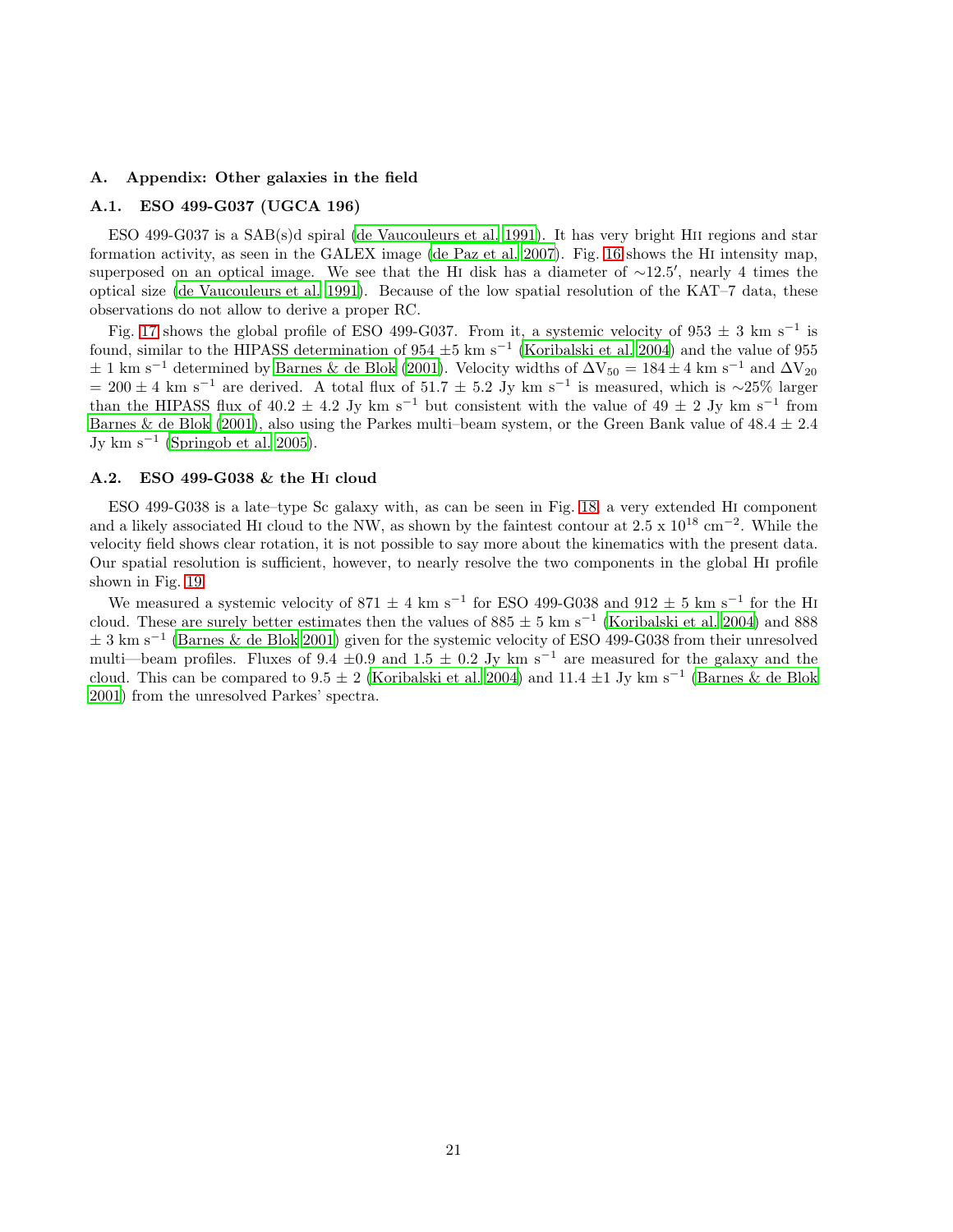## A. Appendix: Other galaxies in the field

### A.1. ESO 499-G037 (UGCA 196)

ESO 499-G037 is a SAB(s)d spiral (de Vaucouleurs et al. 1991). It has very bright HII regions and star formation activity, as seen in the GALEX image (de Paz et al. 2007). Fig. 16 shows the HI intensity map, superposed on an optical image. We see that the HI disk has a diameter of $\sim$12.5′, nearly 4 times the optical size (de Vaucouleurs et al. 1991). Because of the low spatial resolution of the KAT–7 data, these observations do not allow to derive a proper RC.

Fig. 17 shows the global profile of ESO 499-G037. From it, a systemic velocity of 953 $\pm$ 3 km s$^{-1}$ is found, similar to the HIPASS determination of 954 $\pm$5 km s$^{-1}$ (Koribalski et al. 2004) and the value of 955 $\pm$ 1 km s$^{-1}$ determined by Barnes & de Blok (2001). Velocity widths of $\Delta V_{50} = 184 \pm 4$ km s$^{-1}$ and $\Delta V_{20} = 200 \pm 4$ km s$^{-1}$ are derived. A total flux of 51.7 $\pm$ 5.2 Jy km s$^{-1}$ is measured, which is $\sim$25% larger than the HIPASS flux of 40.2 $\pm$ 4.2 Jy km s$^{-1}$ but consistent with the value of 49 $\pm$ 2 Jy km s$^{-1}$ from Barnes & de Blok (2001), also using the Parkes multi–beam system, or the Green Bank value of 48.4 $\pm$ 2.4 Jy km s$^{-1}$ (Springob et al. 2005).

### A.2. ESO 499-G038 & the HI cloud

ESO 499-G038 is a late–type Sc galaxy with, as can be seen in Fig. 18, a very extended HI component and a likely associated HI cloud to the NW, as shown by the faintest contour at 2.5 x 10$^{18}$ cm$^{-2}$. While the velocity field shows clear rotation, it is not possible to say more about the kinematics with the present data. Our spatial resolution is sufficient, however, to nearly resolve the two components in the global HI profile shown in Fig. 19.

We measured a systemic velocity of 871 $\pm$ 4 km s$^{-1}$ for ESO 499-G038 and 912 $\pm$ 5 km s$^{-1}$ for the HI cloud. These are surely better estimates then the values of 885 $\pm$ 5 km s$^{-1}$ (Koribalski et al. 2004) and 888 $\pm$ 3 km s$^{-1}$ (Barnes & de Blok 2001) given for the systemic velocity of ESO 499-G038 from their unresolved multi—beam profiles. Fluxes of 9.4 $\pm$0.9 and 1.5 $\pm$ 0.2 Jy km s$^{-1}$ are measured for the galaxy and the cloud. This can be compared to 9.5 $\pm$ 2 (Koribalski et al. 2004) and 11.4 $\pm$1 Jy km s$^{-1}$ (Barnes & de Blok 2001) from the unresolved Parkes' spectra.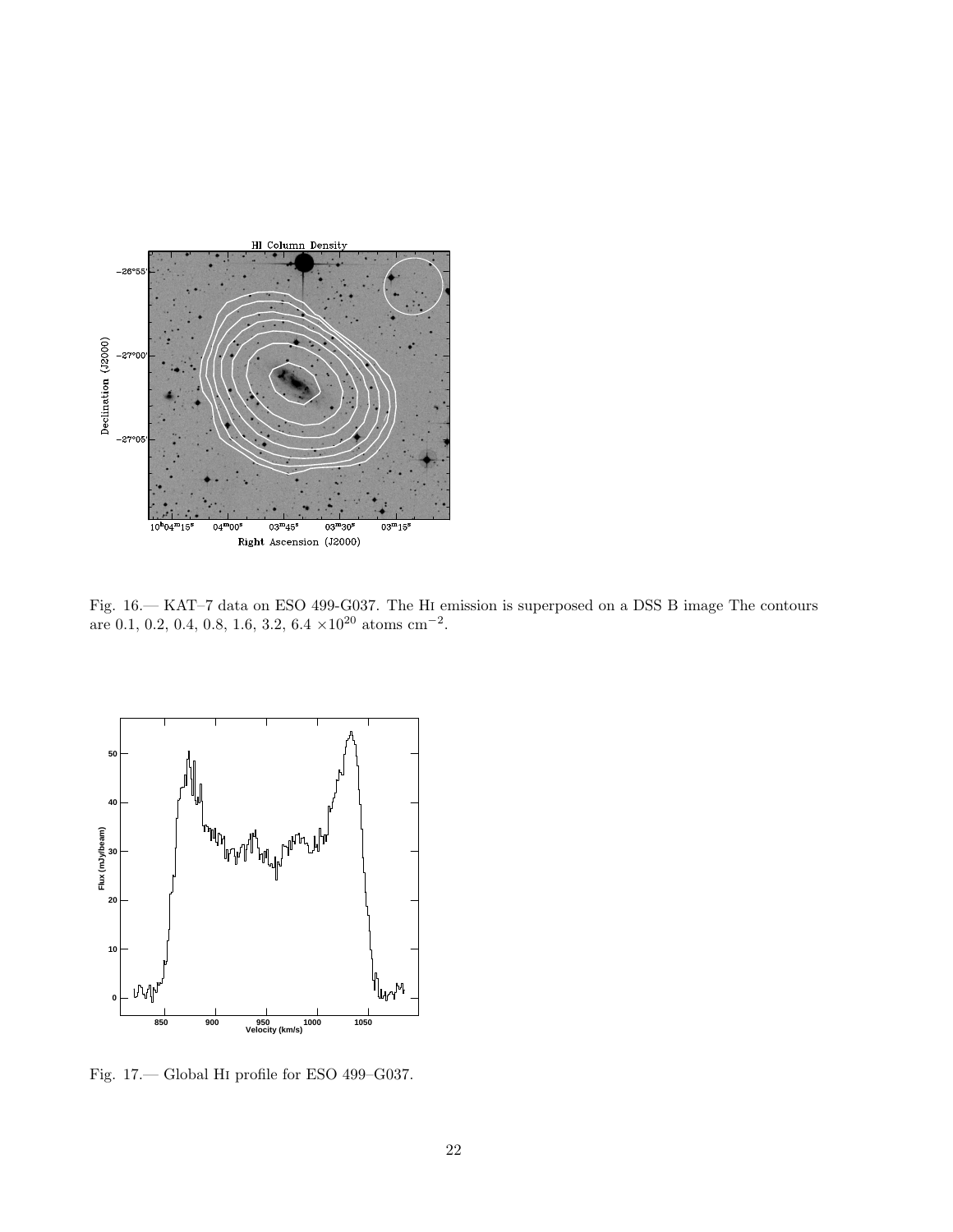Fig. 16.— KAT–7 data on ESO 499-G037. The HI emission is superposed on a DSS B image The contours are 0.1, 0.2, 0.4, 0.8, 1.6, 3.2, 6.4 $\times 10^{20}$ atoms $\mathrm{cm}^{-2}$.

Fig. 17.— Global HI profile for ESO 499–G037.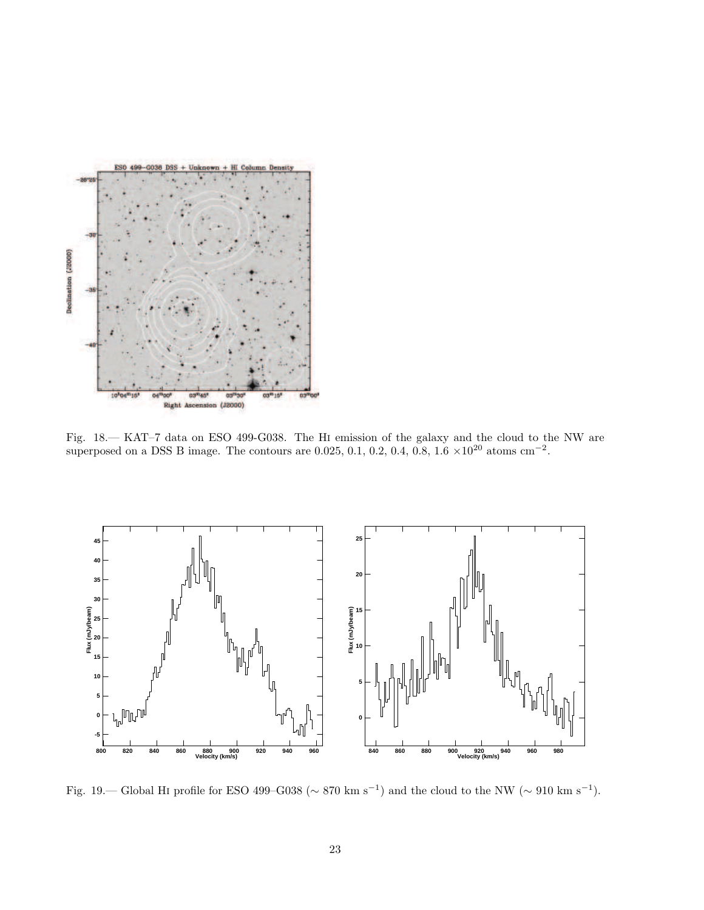Fig. 18.— KAT–7 data on ESO 499-G038. The HI emission of the galaxy and the cloud to the NW are superposed on a DSS B image. The contours are 0.025, 0.1, 0.2, 0.4, 0.8, 1.6 $\times 10^{20}$ atoms cm$^{-2}$.

Fig. 19.— Global HI profile for ESO 499–G038 ($\sim$ 870 km s$^{-1}$) and the cloud to the NW ($\sim$ 910 km s$^{-1}$).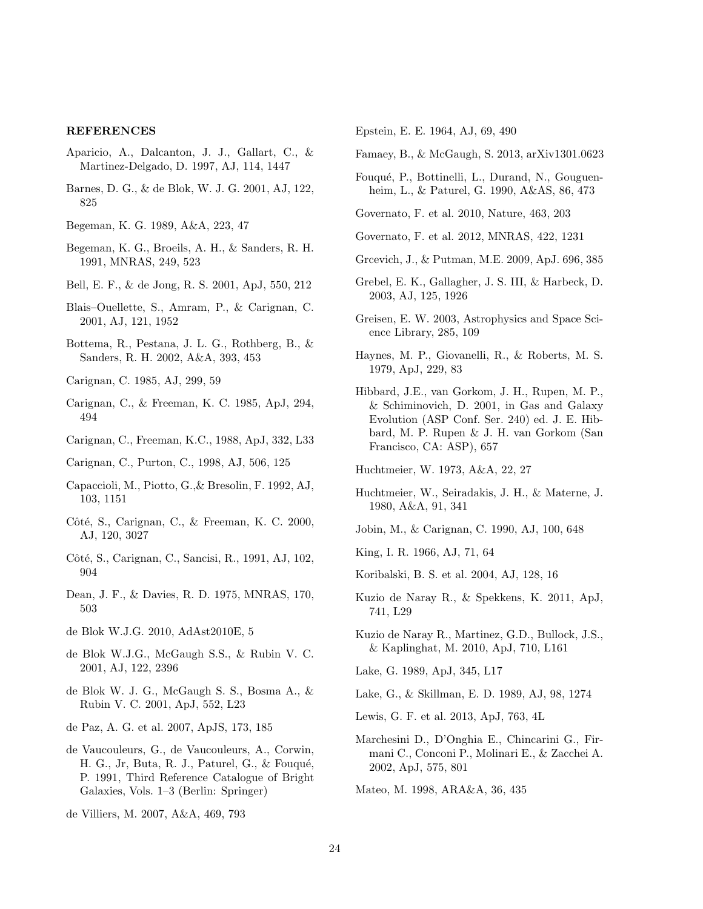## REFERENCES

Aparicio, A., Dalcanton, J. J., Gallart, C., & Martinez-Delgado, D. 1997, AJ, 114, 1447

Barnes, D. G., & de Blok, W. J. G. 2001, AJ, 122, 825

Begeman, K. G. 1989, A&A, 223, 47

Begeman, K. G., Broeils, A. H., & Sanders, R. H. 1991, MNRAS, 249, 523

Bell, E. F., & de Jong, R. S. 2001, ApJ, 550, 212

Blais–Ouellette, S., Amram, P., & Carignan, C. 2001, AJ, 121, 1952

Bottema, R., Pestana, J. L. G., Rothberg, B., & Sanders, R. H. 2002, A&A, 393, 453

Carignan, C. 1985, AJ, 299, 59

Carignan, C., & Freeman, K. C. 1985, ApJ, 294, 494

Carignan, C., Freeman, K.C., 1988, ApJ, 332, L33

Carignan, C., Purton, C., 1998, AJ, 506, 125

Capaccioli, M., Piotto, G.,& Bresolin, F. 1992, AJ, 103, 1151

Côté, S., Carignan, C., & Freeman, K. C. 2000, AJ, 120, 3027

Côté, S., Carignan, C., Sancisi, R., 1991, AJ, 102, 904

Dean, J. F., & Davies, R. D. 1975, MNRAS, 170, 503

de Blok W.J.G. 2010, AdAst2010E, 5

de Blok W.J.G., McGaugh S.S., & Rubin V. C. 2001, AJ, 122, 2396

de Blok W. J. G., McGaugh S. S., Bosma A., & Rubin V. C. 2001, ApJ, 552, L23

de Paz, A. G. et al. 2007, ApJS, 173, 185

de Vaucouleurs, G., de Vaucouleurs, A., Corwin, H. G., Jr, Buta, R. J., Paturel, G., & Fouqué, P. 1991, Third Reference Catalogue of Bright Galaxies, Vols. 1–3 (Berlin: Springer)

de Villiers, M. 2007, A&A, 469, 793

Epstein, E. E. 1964, AJ, 69, 490

Famaey, B., & McGaugh, S. 2013, arXiv1301.0623

Fouqué, P., Bottinelli, L., Durand, N., Gougenheim, L., & Paturel, G. 1990, A&AS, 86, 473

Governato, F. et al. 2010, Nature, 463, 203

Governato, F. et al. 2012, MNRAS, 422, 1231

Grcevich, J., & Putman, M.E. 2009, ApJ. 696, 385

Grebel, E. K., Gallagher, J. S. III, & Harbeck, D. 2003, AJ, 125, 1926

Greisen, E. W. 2003, Astrophysics and Space Science Library, 285, 109

Haynes, M. P., Giovanelli, R., & Roberts, M. S. 1979, ApJ, 229, 83

Hibbard, J.E., van Gorkom, J. H., Rupen, M. P., & Schiminovich, D. 2001, in Gas and Galaxy Evolution (ASP Conf. Ser. 240) ed. J. E. Hibbard, M. P. Rupen & J. H. van Gorkom (San Francisco, CA: ASP), 657

Huchtmeier, W. 1973, A&A, 22, 27

Huchtmeier, W., Seiradakis, J. H., & Materne, J. 1980, A&A, 91, 341

Jobin, M., & Carignan, C. 1990, AJ, 100, 648

King, I. R. 1966, AJ, 71, 64

Koribalski, B. S. et al. 2004, AJ, 128, 16

Kuzio de Naray R., & Spekkens, K. 2011, ApJ, 741, L29

Kuzio de Naray R., Martinez, G.D., Bullock, J.S., & Kaplinghat, M. 2010, ApJ, 710, L161

Lake, G. 1989, ApJ, 345, L17

Lake, G., & Skillman, E. D. 1989, AJ, 98, 1274

Lewis, G. F. et al. 2013, ApJ, 763, 4L

Marchesini D., D'Onghia E., Chincarini G., Firmani C., Conconi P., Molinari E., & Zacchei A. 2002, ApJ, 575, 801

Mateo, M. 1998, ARA&A, 36, 435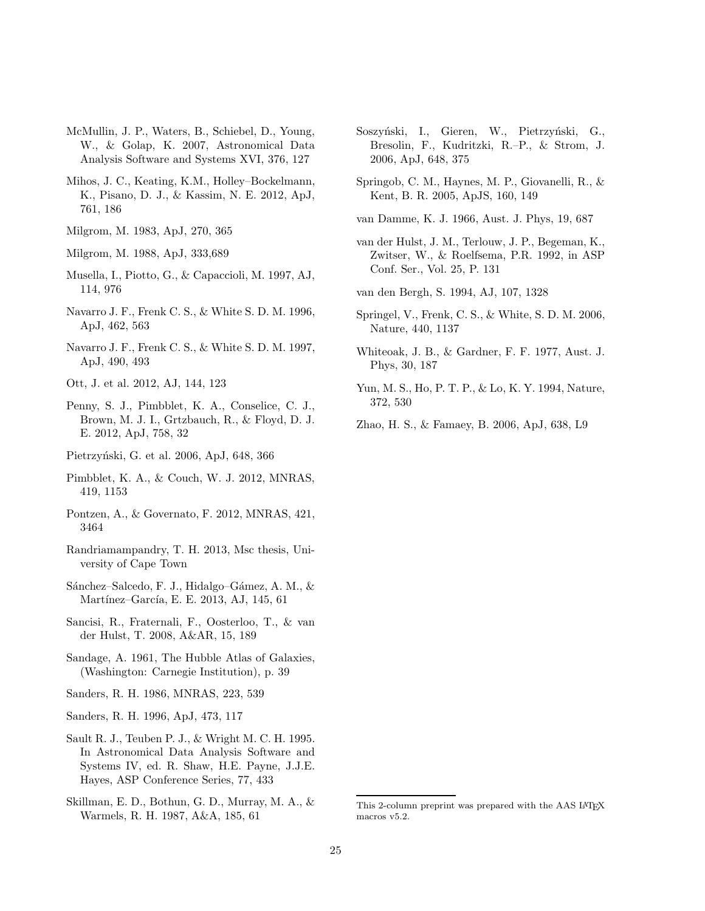McMullin, J. P., Waters, B., Schiebel, D., Young, W., & Golap, K. 2007, Astronomical Data Analysis Software and Systems XVI, 376, 127

Mihos, J. C., Keating, K.M., Holley–Bockelmann, K., Pisano, D. J., & Kassim, N. E. 2012, ApJ, 761, 186

Milgrom, M. 1983, ApJ, 270, 365

Milgrom, M. 1988, ApJ, 333,689

Musella, I., Piotto, G., & Capaccioli, M. 1997, AJ, 114, 976

Navarro J. F., Frenk C. S., & White S. D. M. 1996, ApJ, 462, 563

Navarro J. F., Frenk C. S., & White S. D. M. 1997, ApJ, 490, 493

Ott, J. et al. 2012, AJ, 144, 123

Penny, S. J., Pimbblet, K. A., Conselice, C. J., Brown, M. J. I., Grtzbauch, R., & Floyd, D. J. E. 2012, ApJ, 758, 32

Pietrzyński, G. et al. 2006, ApJ, 648, 366

Pimbblet, K. A., & Couch, W. J. 2012, MNRAS, 419, 1153

Pontzen, A., & Governato, F. 2012, MNRAS, 421, 3464

Randriamampandry, T. H. 2013, Msc thesis, University of Cape Town

Sánchez–Salcedo, F. J., Hidalgo–Gámez, A. M., & Martínez–García, E. E. 2013, AJ, 145, 61

Sancisi, R., Fraternali, F., Oosterloo, T., & van der Hulst, T. 2008, A&AR, 15, 189

Sandage, A. 1961, The Hubble Atlas of Galaxies, (Washington: Carnegie Institution), p. 39

Sanders, R. H. 1986, MNRAS, 223, 539

Sanders, R. H. 1996, ApJ, 473, 117

Sault R. J., Teuben P. J., & Wright M. C. H. 1995. In Astronomical Data Analysis Software and Systems IV, ed. R. Shaw, H.E. Payne, J.J.E. Hayes, ASP Conference Series, 77, 433

Skillman, E. D., Bothun, G. D., Murray, M. A., & Warmels, R. H. 1987, A&A, 185, 61

Soszyński, I., Gieren, W., Pietrzyński, G., Bresolin, F., Kudritzki, R.–P., & Strom, J. 2006, ApJ, 648, 375

Springob, C. M., Haynes, M. P., Giovanelli, R., & Kent, B. R. 2005, ApJS, 160, 149

van Damme, K. J. 1966, Aust. J. Phys, 19, 687

van der Hulst, J. M., Terlouw, J. P., Begeman, K., Zwitser, W., & Roelfsema, P.R. 1992, in ASP Conf. Ser., Vol. 25, P. 131

van den Bergh, S. 1994, AJ, 107, 1328

Springel, V., Frenk, C. S., & White, S. D. M. 2006, Nature, 440, 1137

Whiteoak, J. B., & Gardner, F. F. 1977, Aust. J. Phys, 30, 187

Yun, M. S., Ho, P. T. P., & Lo, K. Y. 1994, Nature, 372, 530

Zhao, H. S., & Famaey, B. 2006, ApJ, 638, L9

This 2-column preprint was prepared with the AAS LaTeX macros v5.2.